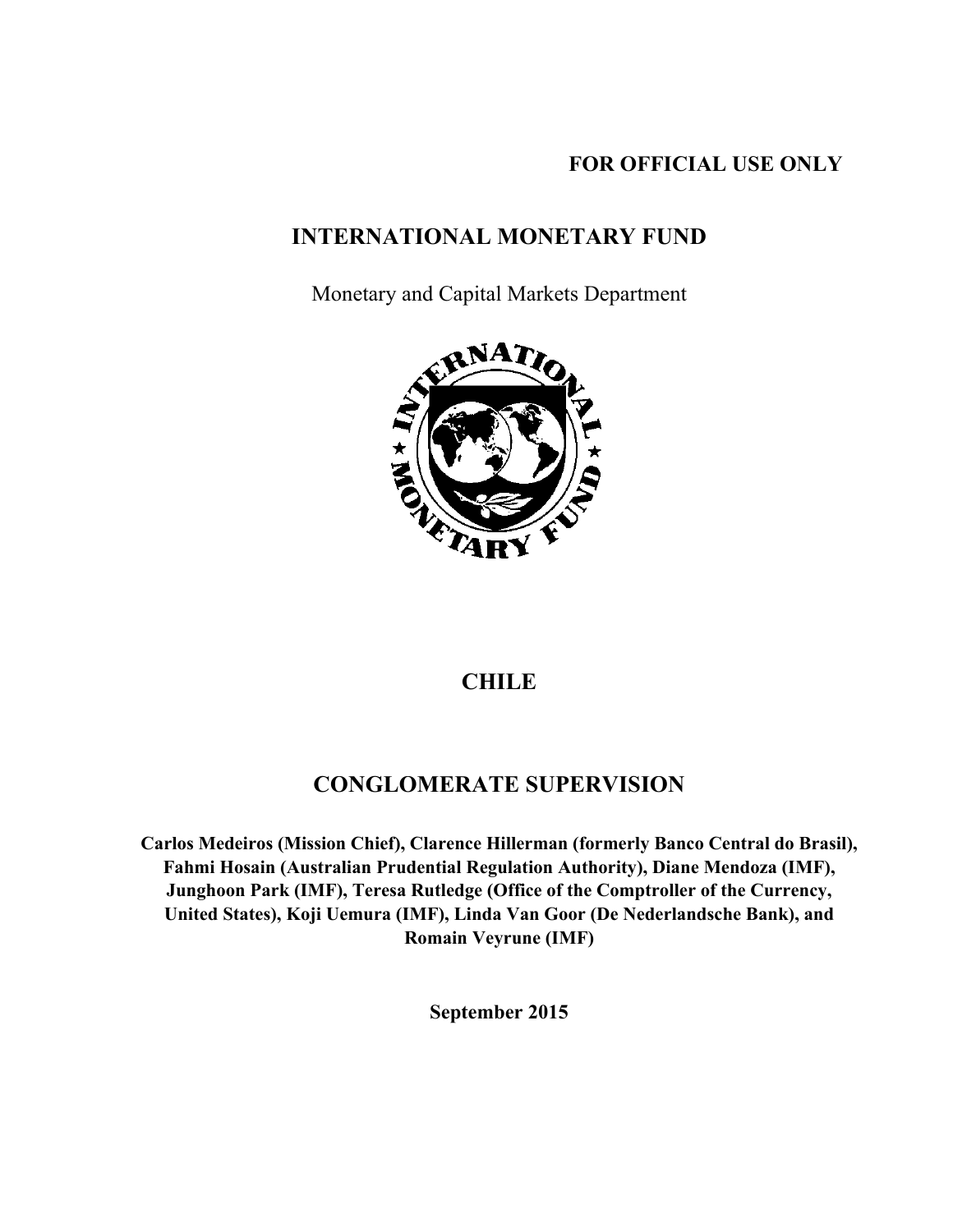**FOR OFFICIAL USE ONLY**

# INTERNATIONAL MONETARY FUND

Monetary and Capital Markets Department

# CHILE

# CONGLOMERATE SUPERVISION

**Carlos Medeiros (Mission Chief), Clarence Hillerman (formerly Banco Central do Brasil), Fahmi Hosain (Australian Prudential Regulation Authority), Diane Mendoza (IMF), Junghoon Park (IMF), Teresa Rutledge (Office of the Comptroller of the Currency, United States), Koji Uemura (IMF), Linda Van Goor (De Nederlandsche Bank), and Romain Veyrune (IMF)**

**September 2015**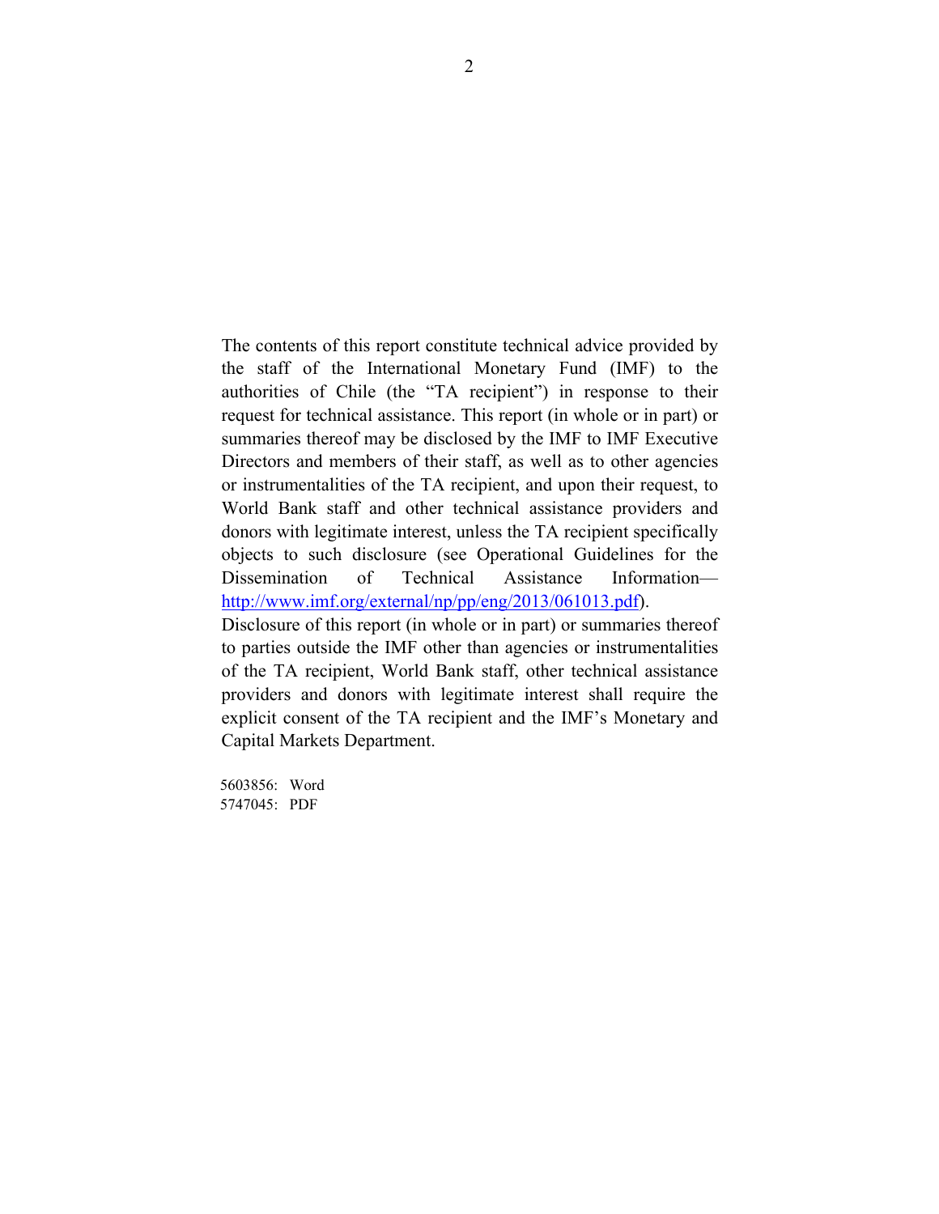The contents of this report constitute technical advice provided by the staff of the International Monetary Fund (IMF) to the authorities of Chile (the "TA recipient") in response to their request for technical assistance. This report (in whole or in part) or summaries thereof may be disclosed by the IMF to IMF Executive Directors and members of their staff, as well as to other agencies or instrumentalities of the TA recipient, and upon their request, to World Bank staff and other technical assistance providers and donors with legitimate interest, unless the TA recipient specifically objects to such disclosure (see Operational Guidelines for the Dissemination of Technical Assistance Information—http://www.imf.org/external/np/pp/eng/2013/061013.pdf).
Disclosure of this report (in whole or in part) or summaries thereof to parties outside the IMF other than agencies or instrumentalities of the TA recipient, World Bank staff, other technical assistance providers and donors with legitimate interest shall require the explicit consent of the TA recipient and the IMF's Monetary and Capital Markets Department.

5603856: Word
5747045: PDF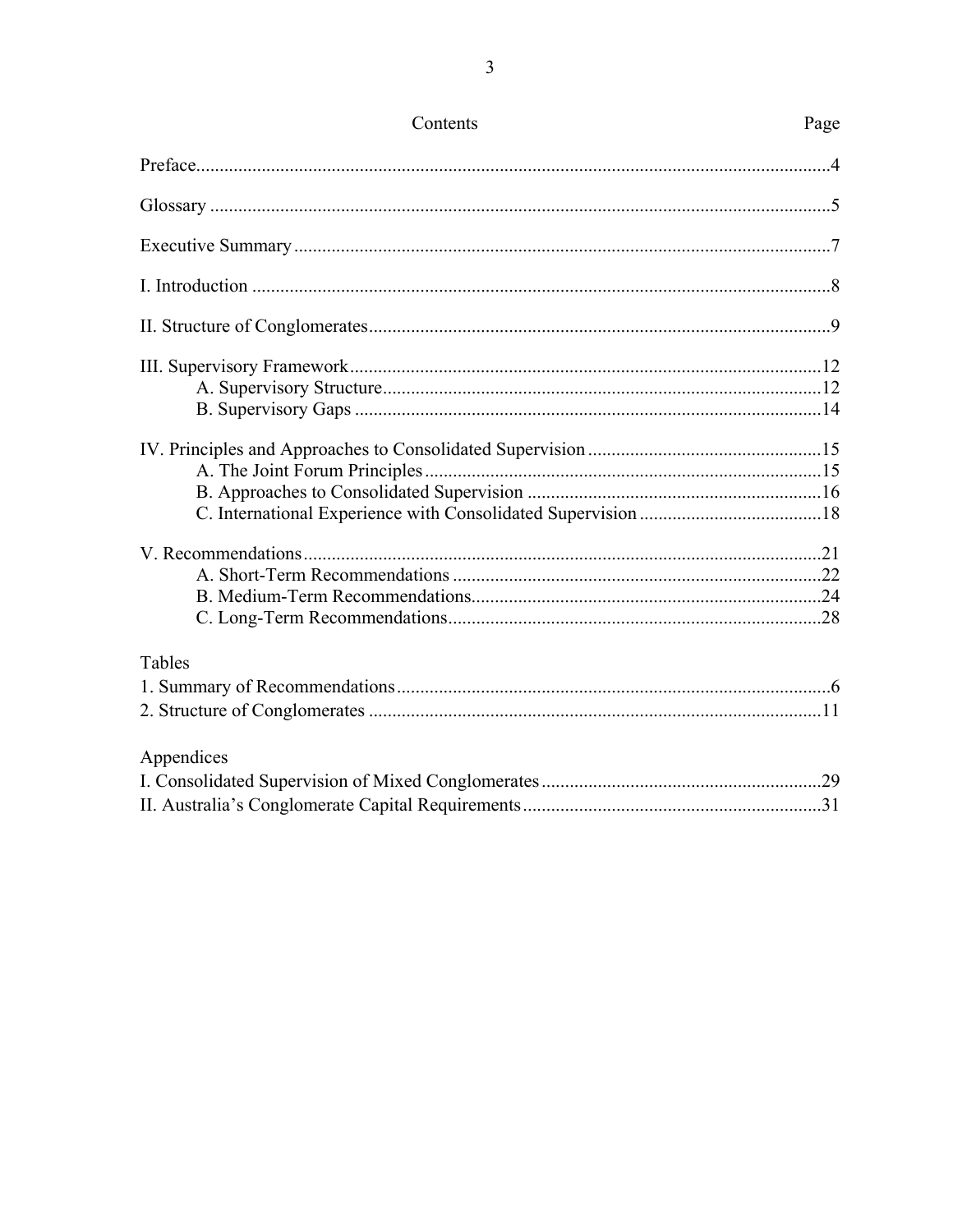# Contents

| Contents | Page |
|---|---|
| Preface | 4 |
| Glossary | 5 |
| Executive Summary | 7 |
| I. Introduction | 8 |
| II. Structure of Conglomerates | 9 |
| III. Supervisory Framework | 12 |
| A. Supervisory Structure | 12 |
| B. Supervisory Gaps | 14 |
| IV. Principles and Approaches to Consolidated Supervision | 15 |
| A. The Joint Forum Principles | 15 |
| B. Approaches to Consolidated Supervision | 16 |
| C. International Experience with Consolidated Supervision | 18 |
| V. Recommendations | 21 |
| A. Short-Term Recommendations | 22 |
| B. Medium-Term Recommendations | 24 |
| C. Long-Term Recommendations | 28 |
| **Tables** | |
| 1. Summary of Recommendations | 6 |
| 2. Structure of Conglomerates | 11 |
| **Appendices** | |
| I. Consolidated Supervision of Mixed Conglomerates | 29 |
| II. Australia's Conglomerate Capital Requirements | 31 |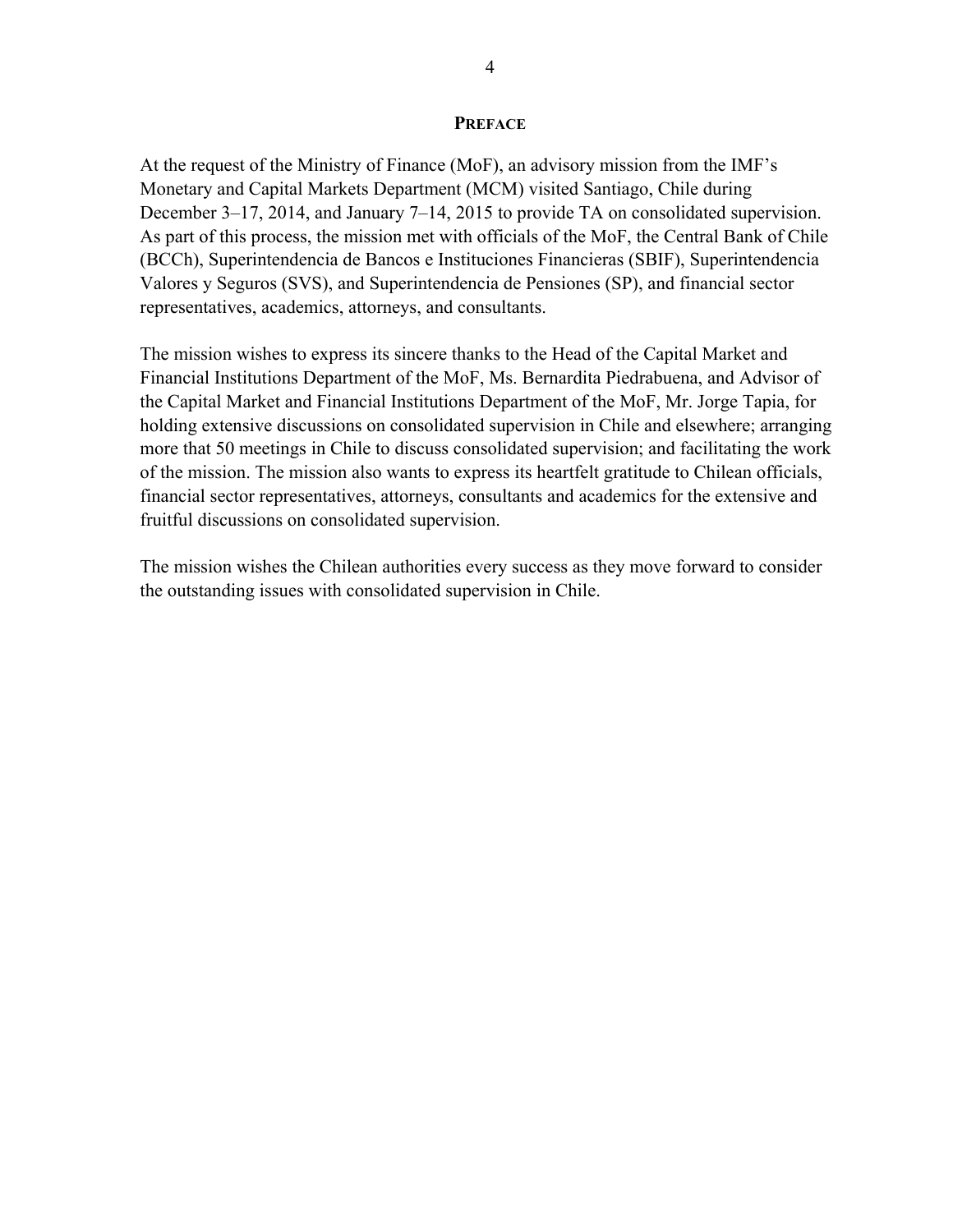## PREFACE

At the request of the Ministry of Finance (MoF), an advisory mission from the IMF's Monetary and Capital Markets Department (MCM) visited Santiago, Chile during December 3–17, 2014, and January 7–14, 2015 to provide TA on consolidated supervision. As part of this process, the mission met with officials of the MoF, the Central Bank of Chile (BCCh), Superintendencia de Bancos e Instituciones Financieras (SBIF), Superintendencia Valores y Seguros (SVS), and Superintendencia de Pensiones (SP), and financial sector representatives, academics, attorneys, and consultants.

The mission wishes to express its sincere thanks to the Head of the Capital Market and Financial Institutions Department of the MoF, Ms. Bernardita Piedrabuena, and Advisor of the Capital Market and Financial Institutions Department of the MoF, Mr. Jorge Tapia, for holding extensive discussions on consolidated supervision in Chile and elsewhere; arranging more that 50 meetings in Chile to discuss consolidated supervision; and facilitating the work of the mission. The mission also wants to express its heartfelt gratitude to Chilean officials, financial sector representatives, attorneys, consultants and academics for the extensive and fruitful discussions on consolidated supervision.

The mission wishes the Chilean authorities every success as they move forward to consider the outstanding issues with consolidated supervision in Chile.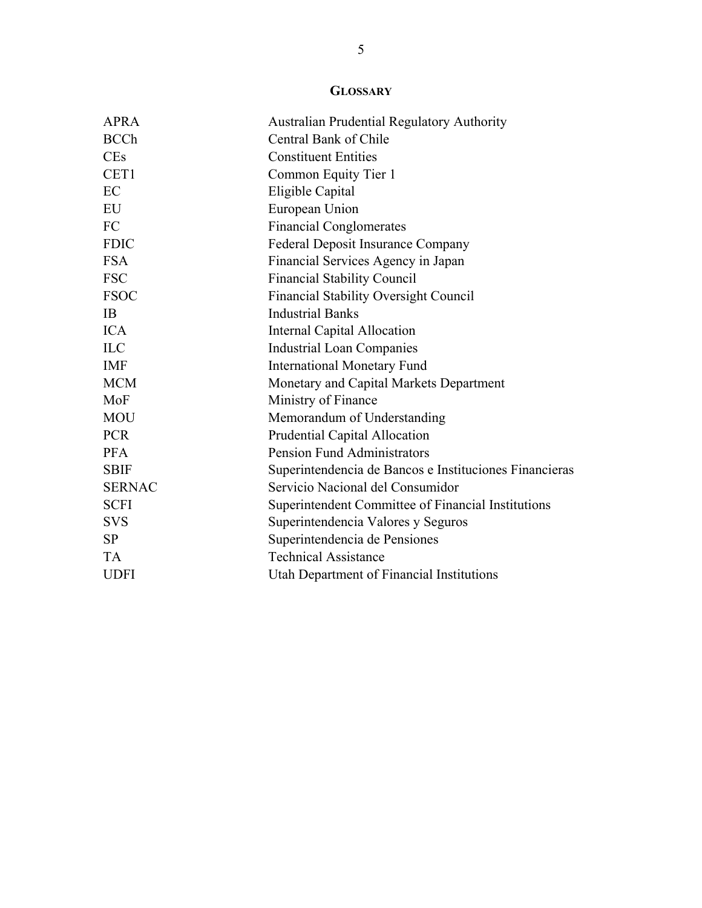## GLOSSARY

| | |
|---|---|
| APRA | Australian Prudential Regulatory Authority |
| BCCh | Central Bank of Chile |
| CEs | Constituent Entities |
| CET1 | Common Equity Tier 1 |
| EC | Eligible Capital |
| EU | European Union |
| FC | Financial Conglomerates |
| FDIC | Federal Deposit Insurance Company |
| FSA | Financial Services Agency in Japan |
| FSC | Financial Stability Council |
| FSOC | Financial Stability Oversight Council |
| IB | Industrial Banks |
| ICA | Internal Capital Allocation |
| ILC | Industrial Loan Companies |
| IMF | International Monetary Fund |
| MCM | Monetary and Capital Markets Department |
| MoF | Ministry of Finance |
| MOU | Memorandum of Understanding |
| PCR | Prudential Capital Allocation |
| PFA | Pension Fund Administrators |
| SBIF | Superintendencia de Bancos e Instituciones Financieras |
| SERNAC | Servicio Nacional del Consumidor |
| SCFI | Superintendent Committee of Financial Institutions |
| SVS | Superintendencia Valores y Seguros |
| SP | Superintendencia de Pensiones |
| TA | Technical Assistance |
| UDFI | Utah Department of Financial Institutions |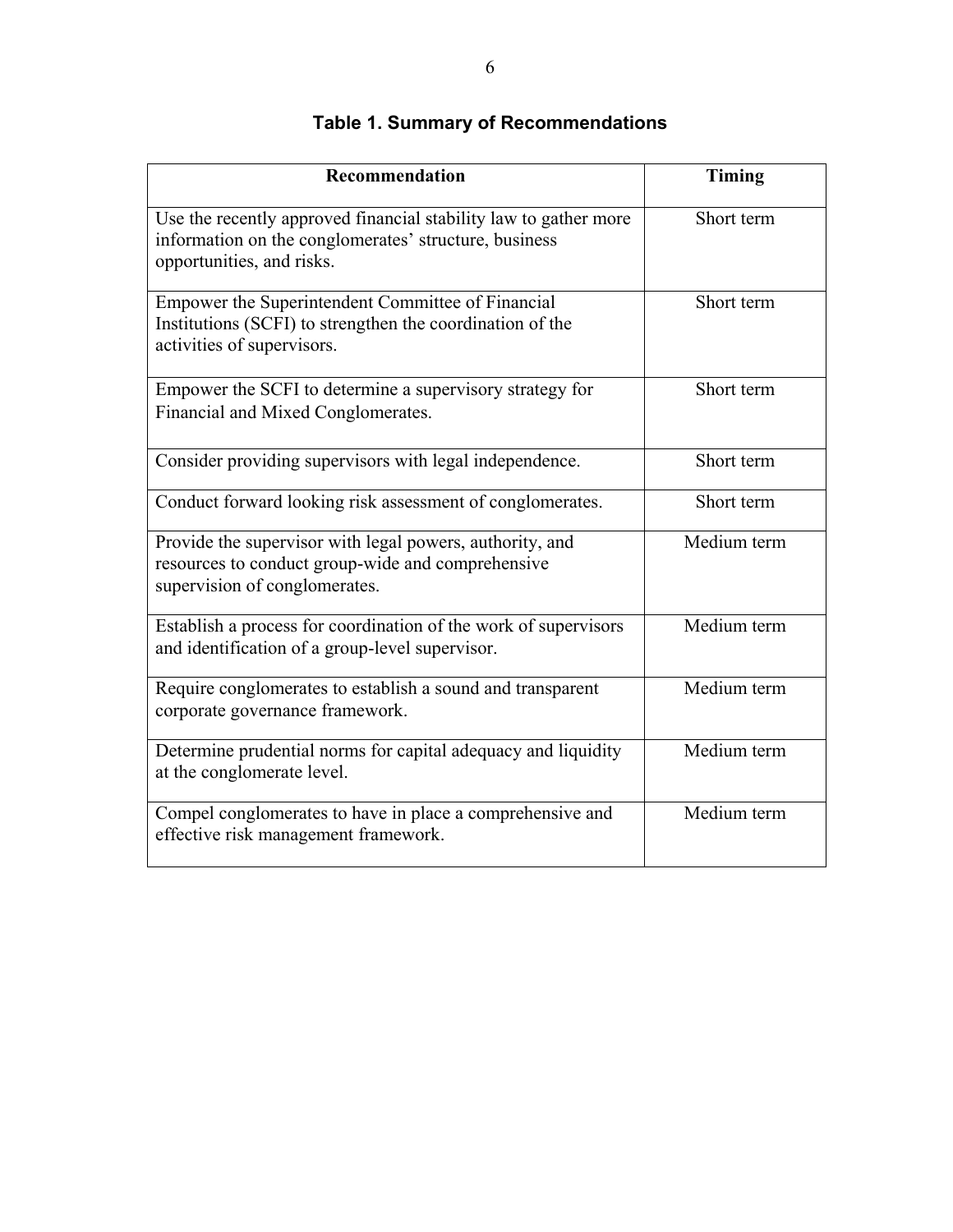**Table 1. Summary of Recommendations**

| Recommendation | Timing |
|---|---|
| Use the recently approved financial stability law to gather more information on the conglomerates' structure, business opportunities, and risks. | Short term |
| Empower the Superintendent Committee of Financial Institutions (SCFI) to strengthen the coordination of the activities of supervisors. | Short term |
| Empower the SCFI to determine a supervisory strategy for Financial and Mixed Conglomerates. | Short term |
| Consider providing supervisors with legal independence. | Short term |
| Conduct forward looking risk assessment of conglomerates. | Short term |
| Provide the supervisor with legal powers, authority, and resources to conduct group-wide and comprehensive supervision of conglomerates. | Medium term |
| Establish a process for coordination of the work of supervisors and identification of a group-level supervisor. | Medium term |
| Require conglomerates to establish a sound and transparent corporate governance framework. | Medium term |
| Determine prudential norms for capital adequacy and liquidity at the conglomerate level. | Medium term |
| Compel conglomerates to have in place a comprehensive and effective risk management framework. | Medium term |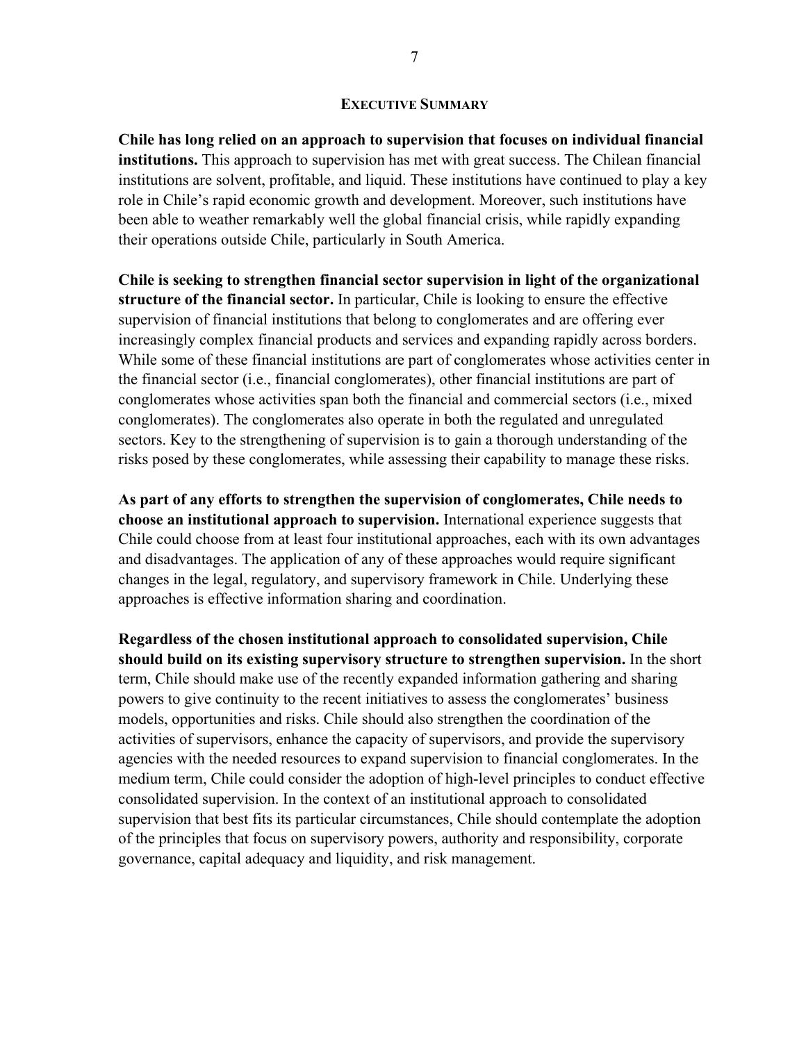## EXECUTIVE SUMMARY

**Chile has long relied on an approach to supervision that focuses on individual financial institutions.** This approach to supervision has met with great success. The Chilean financial institutions are solvent, profitable, and liquid. These institutions have continued to play a key role in Chile's rapid economic growth and development. Moreover, such institutions have been able to weather remarkably well the global financial crisis, while rapidly expanding their operations outside Chile, particularly in South America.

**Chile is seeking to strengthen financial sector supervision in light of the organizational structure of the financial sector.** In particular, Chile is looking to ensure the effective supervision of financial institutions that belong to conglomerates and are offering ever increasingly complex financial products and services and expanding rapidly across borders. While some of these financial institutions are part of conglomerates whose activities center in the financial sector (i.e., financial conglomerates), other financial institutions are part of conglomerates whose activities span both the financial and commercial sectors (i.e., mixed conglomerates). The conglomerates also operate in both the regulated and unregulated sectors. Key to the strengthening of supervision is to gain a thorough understanding of the risks posed by these conglomerates, while assessing their capability to manage these risks.

**As part of any efforts to strengthen the supervision of conglomerates, Chile needs to choose an institutional approach to supervision.** International experience suggests that Chile could choose from at least four institutional approaches, each with its own advantages and disadvantages. The application of any of these approaches would require significant changes in the legal, regulatory, and supervisory framework in Chile. Underlying these approaches is effective information sharing and coordination.

**Regardless of the chosen institutional approach to consolidated supervision, Chile should build on its existing supervisory structure to strengthen supervision.** In the short term, Chile should make use of the recently expanded information gathering and sharing powers to give continuity to the recent initiatives to assess the conglomerates' business models, opportunities and risks. Chile should also strengthen the coordination of the activities of supervisors, enhance the capacity of supervisors, and provide the supervisory agencies with the needed resources to expand supervision to financial conglomerates. In the medium term, Chile could consider the adoption of high-level principles to conduct effective consolidated supervision. In the context of an institutional approach to consolidated supervision that best fits its particular circumstances, Chile should contemplate the adoption of the principles that focus on supervisory powers, authority and responsibility, corporate governance, capital adequacy and liquidity, and risk management.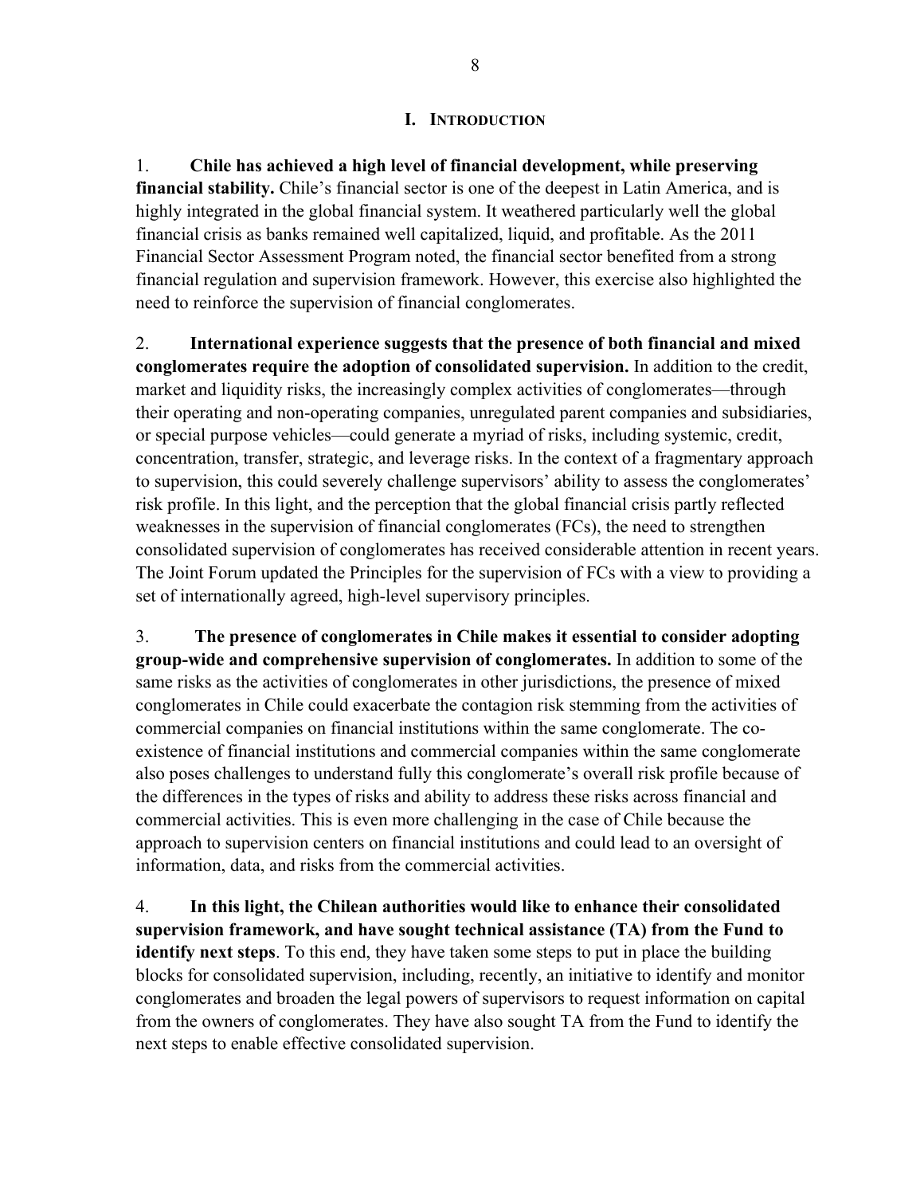# I. Introduction

1. **Chile has achieved a high level of financial development, while preserving financial stability.** Chile's financial sector is one of the deepest in Latin America, and is highly integrated in the global financial system. It weathered particularly well the global financial crisis as banks remained well capitalized, liquid, and profitable. As the 2011 Financial Sector Assessment Program noted, the financial sector benefited from a strong financial regulation and supervision framework. However, this exercise also highlighted the need to reinforce the supervision of financial conglomerates.

2. **International experience suggests that the presence of both financial and mixed conglomerates require the adoption of consolidated supervision.** In addition to the credit, market and liquidity risks, the increasingly complex activities of conglomerates—through their operating and non-operating companies, unregulated parent companies and subsidiaries, or special purpose vehicles—could generate a myriad of risks, including systemic, credit, concentration, transfer, strategic, and leverage risks. In the context of a fragmentary approach to supervision, this could severely challenge supervisors' ability to assess the conglomerates' risk profile. In this light, and the perception that the global financial crisis partly reflected weaknesses in the supervision of financial conglomerates (FCs), the need to strengthen consolidated supervision of conglomerates has received considerable attention in recent years. The Joint Forum updated the Principles for the supervision of FCs with a view to providing a set of internationally agreed, high-level supervisory principles.

3. **The presence of conglomerates in Chile makes it essential to consider adopting group-wide and comprehensive supervision of conglomerates.** In addition to some of the same risks as the activities of conglomerates in other jurisdictions, the presence of mixed conglomerates in Chile could exacerbate the contagion risk stemming from the activities of commercial companies on financial institutions within the same conglomerate. The co-existence of financial institutions and commercial companies within the same conglomerate also poses challenges to understand fully this conglomerate's overall risk profile because of the differences in the types of risks and ability to address these risks across financial and commercial activities. This is even more challenging in the case of Chile because the approach to supervision centers on financial institutions and could lead to an oversight of information, data, and risks from the commercial activities.

4. **In this light, the Chilean authorities would like to enhance their consolidated supervision framework, and have sought technical assistance (TA) from the Fund to identify next steps**. To this end, they have taken some steps to put in place the building blocks for consolidated supervision, including, recently, an initiative to identify and monitor conglomerates and broaden the legal powers of supervisors to request information on capital from the owners of conglomerates. They have also sought TA from the Fund to identify the next steps to enable effective consolidated supervision.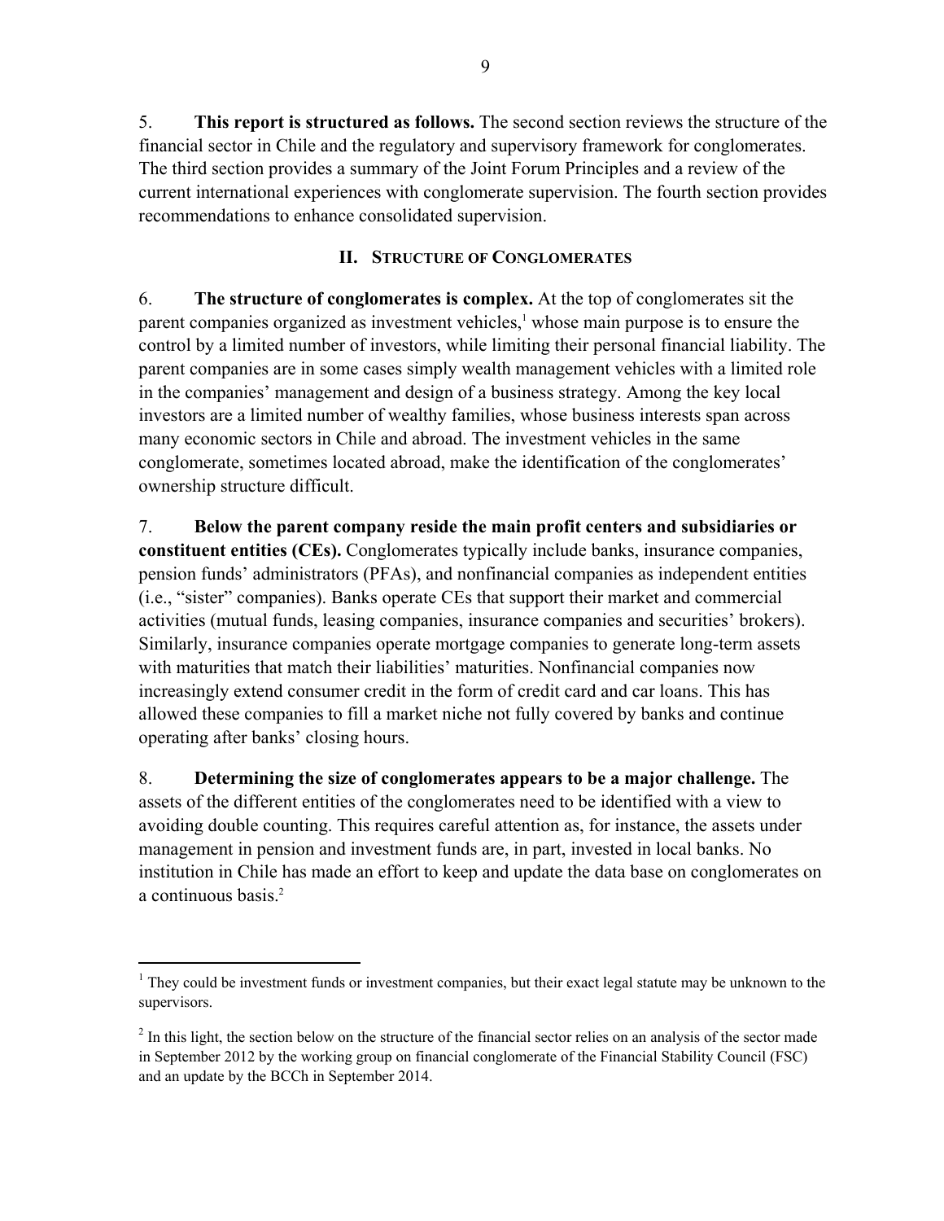5. **This report is structured as follows.** The second section reviews the structure of the financial sector in Chile and the regulatory and supervisory framework for conglomerates. The third section provides a summary of the Joint Forum Principles and a review of the current international experiences with conglomerate supervision. The fourth section provides recommendations to enhance consolidated supervision.

## II. Structure of Conglomerates

6. **The structure of conglomerates is complex.** At the top of conglomerates sit the parent companies organized as investment vehicles,[1] whose main purpose is to ensure the control by a limited number of investors, while limiting their personal financial liability. The parent companies are in some cases simply wealth management vehicles with a limited role in the companies' management and design of a business strategy. Among the key local investors are a limited number of wealthy families, whose business interests span across many economic sectors in Chile and abroad. The investment vehicles in the same conglomerate, sometimes located abroad, make the identification of the conglomerates' ownership structure difficult.

7. **Below the parent company reside the main profit centers and subsidiaries or constituent entities (CEs).** Conglomerates typically include banks, insurance companies, pension funds' administrators (PFAs), and nonfinancial companies as independent entities (i.e., "sister" companies). Banks operate CEs that support their market and commercial activities (mutual funds, leasing companies, insurance companies and securities' brokers). Similarly, insurance companies operate mortgage companies to generate long-term assets with maturities that match their liabilities' maturities. Nonfinancial companies now increasingly extend consumer credit in the form of credit card and car loans. This has allowed these companies to fill a market niche not fully covered by banks and continue operating after banks' closing hours.

8. **Determining the size of conglomerates appears to be a major challenge.** The assets of the different entities of the conglomerates need to be identified with a view to avoiding double counting. This requires careful attention as, for instance, the assets under management in pension and investment funds are, in part, invested in local banks. No institution in Chile has made an effort to keep and update the data base on conglomerates on a continuous basis.[2]

---

[1] They could be investment funds or investment companies, but their exact legal statute may be unknown to the supervisors.

[2] In this light, the section below on the structure of the financial sector relies on an analysis of the sector made in September 2012 by the working group on financial conglomerate of the Financial Stability Council (FSC) and an update by the BCCh in September 2014.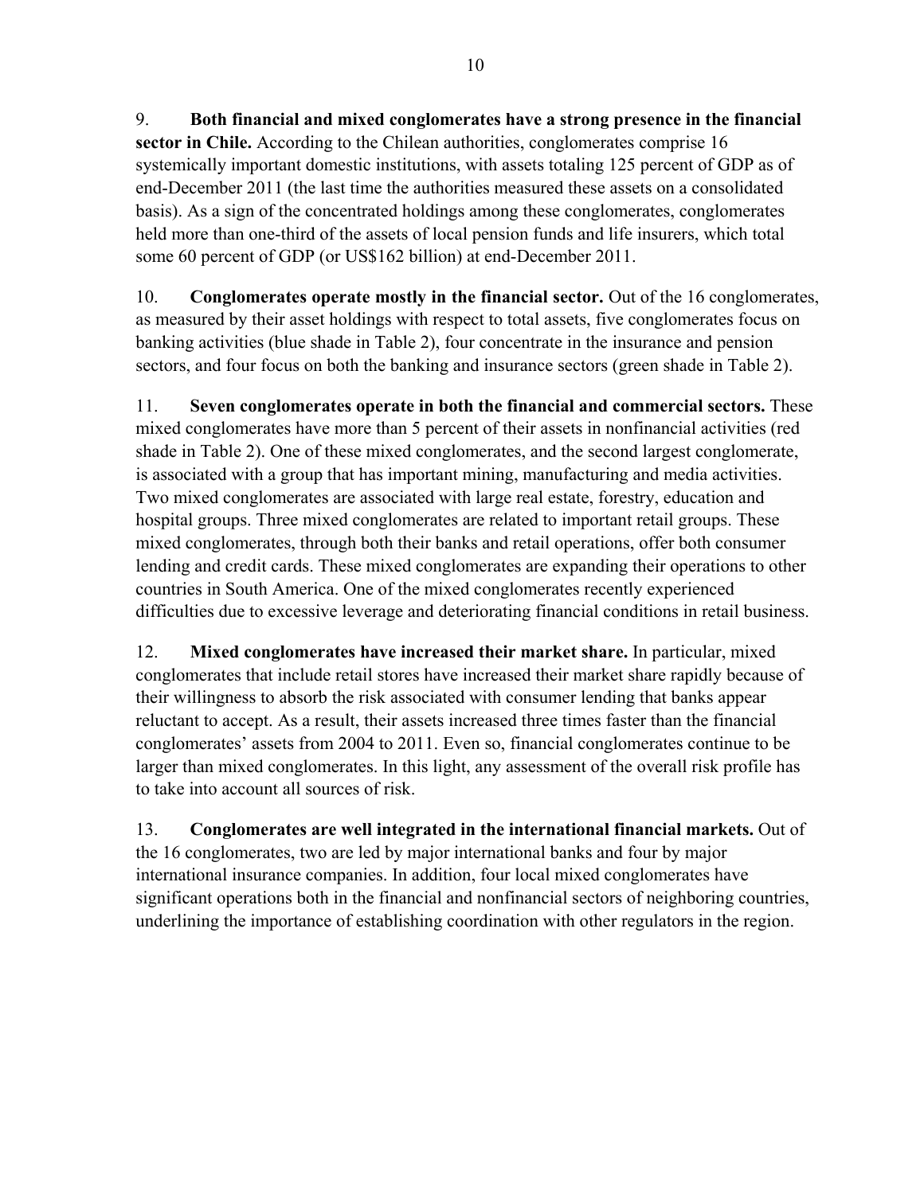9. **Both financial and mixed conglomerates have a strong presence in the financial sector in Chile.** According to the Chilean authorities, conglomerates comprise 16 systemically important domestic institutions, with assets totaling 125 percent of GDP as of end-December 2011 (the last time the authorities measured these assets on a consolidated basis). As a sign of the concentrated holdings among these conglomerates, conglomerates held more than one-third of the assets of local pension funds and life insurers, which total some 60 percent of GDP (or US$162 billion) at end-December 2011.

10. **Conglomerates operate mostly in the financial sector.** Out of the 16 conglomerates, as measured by their asset holdings with respect to total assets, five conglomerates focus on banking activities (blue shade in Table 2), four concentrate in the insurance and pension sectors, and four focus on both the banking and insurance sectors (green shade in Table 2).

11. **Seven conglomerates operate in both the financial and commercial sectors.** These mixed conglomerates have more than 5 percent of their assets in nonfinancial activities (red shade in Table 2). One of these mixed conglomerates, and the second largest conglomerate, is associated with a group that has important mining, manufacturing and media activities. Two mixed conglomerates are associated with large real estate, forestry, education and hospital groups. Three mixed conglomerates are related to important retail groups. These mixed conglomerates, through both their banks and retail operations, offer both consumer lending and credit cards. These mixed conglomerates are expanding their operations to other countries in South America. One of the mixed conglomerates recently experienced difficulties due to excessive leverage and deteriorating financial conditions in retail business.

12. **Mixed conglomerates have increased their market share.** In particular, mixed conglomerates that include retail stores have increased their market share rapidly because of their willingness to absorb the risk associated with consumer lending that banks appear reluctant to accept. As a result, their assets increased three times faster than the financial conglomerates' assets from 2004 to 2011. Even so, financial conglomerates continue to be larger than mixed conglomerates. In this light, any assessment of the overall risk profile has to take into account all sources of risk.

13. **Conglomerates are well integrated in the international financial markets.** Out of the 16 conglomerates, two are led by major international banks and four by major international insurance companies. In addition, four local mixed conglomerates have significant operations both in the financial and nonfinancial sectors of neighboring countries, underlining the importance of establishing coordination with other regulators in the region.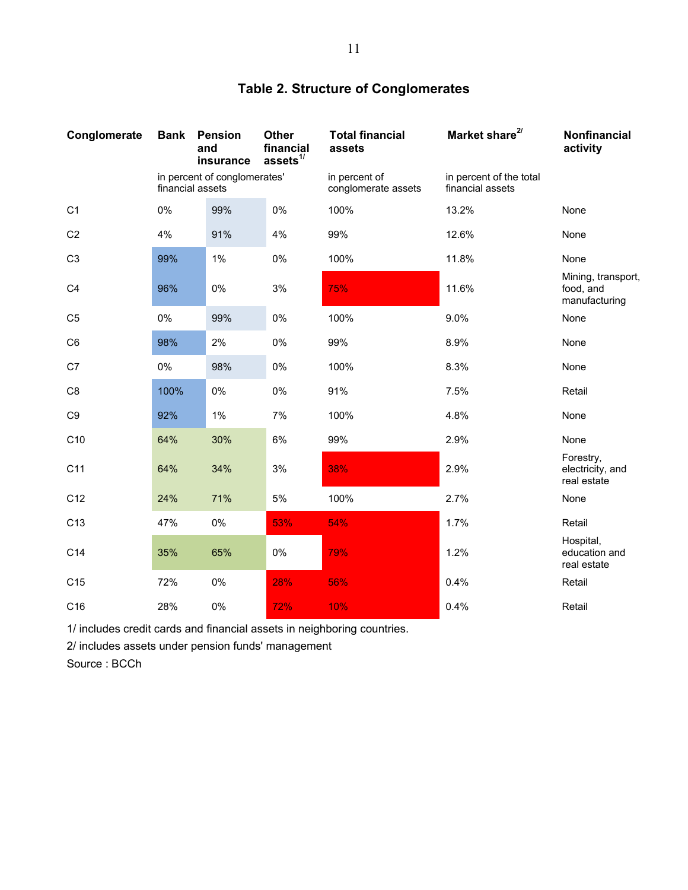## Table 2. Structure of Conglomerates

| Conglomerate | Bank | Pension and insurance | Other financial assets 1/ | Total financial assets | Market share 2/ | Nonfinancial activity |
|---|---|---|---|---|---|---|
| | in percent of conglomerates' financial assets | | | in percent of conglomerate assets | in percent of the total financial assets | |
| C1 | 0% | 99% | 0% | 100% | 13.2% | None |
| C2 | 4% | 91% | 4% | 99% | 12.6% | None |
| C3 | 99% | 1% | 0% | 100% | 11.8% | None |
| C4 | 96% | 0% | 3% | 75% | 11.6% | Mining, transport, food, and manufacturing |
| C5 | 0% | 99% | 0% | 100% | 9.0% | None |
| C6 | 98% | 2% | 0% | 99% | 8.9% | None |
| C7 | 0% | 98% | 0% | 100% | 8.3% | None |
| C8 | 100% | 0% | 0% | 91% | 7.5% | Retail |
| C9 | 92% | 1% | 7% | 100% | 4.8% | None |
| C10 | 64% | 30% | 6% | 99% | 2.9% | None |
| C11 | 64% | 34% | 3% | 38% | 2.9% | Forestry, electricity, and real estate |
| C12 | 24% | 71% | 5% | 100% | 2.7% | None |
| C13 | 47% | 0% | 53% | 54% | 1.7% | Retail |
| C14 | 35% | 65% | 0% | 79% | 1.2% | Hospital, education and real estate |
| C15 | 72% | 0% | 28% | 56% | 0.4% | Retail |
| C16 | 28% | 0% | 72% | 10% | 0.4% | Retail |

1/ includes credit cards and financial assets in neighboring countries.

2/ includes assets under pension funds' management

Source : BCCh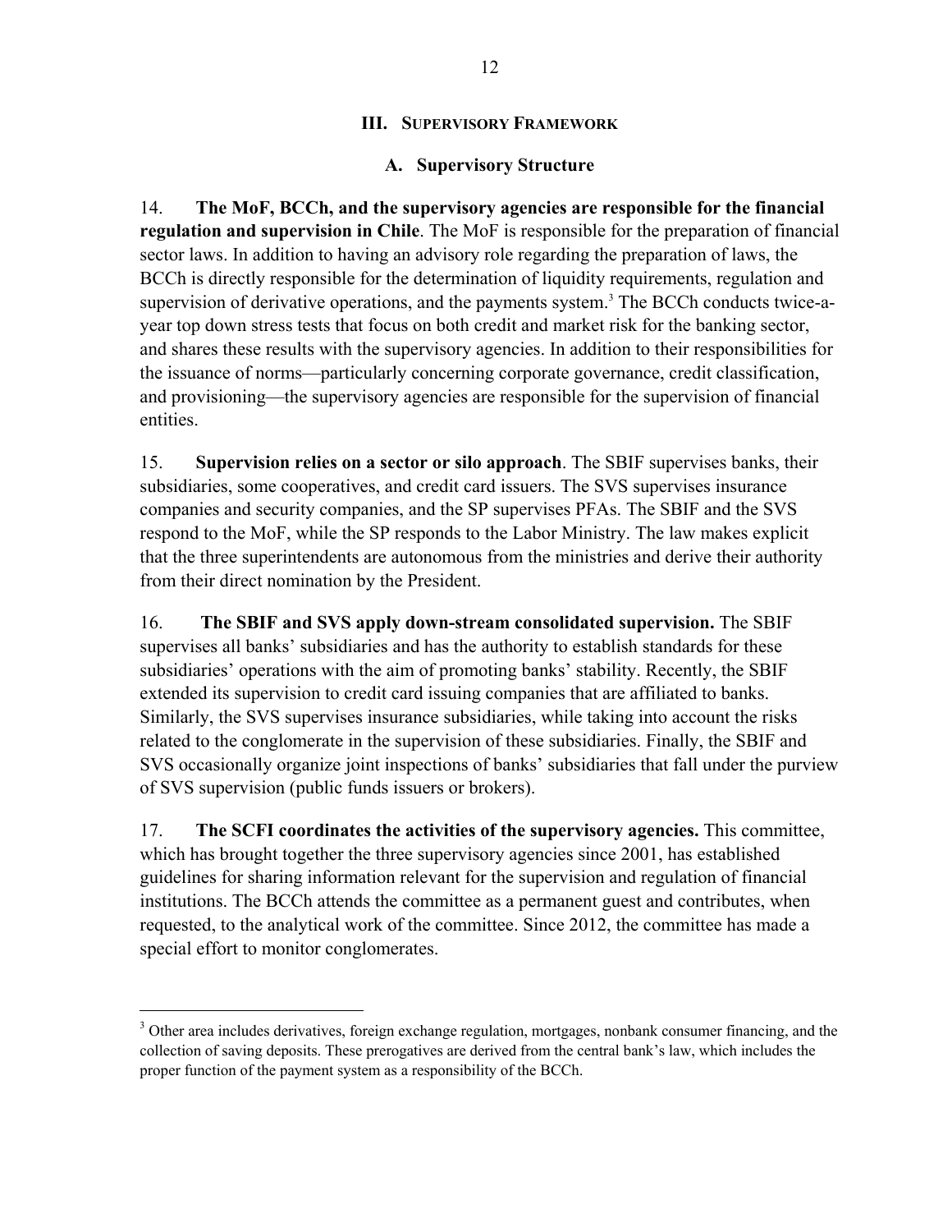## III. Supervisory Framework

### A. Supervisory Structure

14. **The MoF, BCCh, and the supervisory agencies are responsible for the financial regulation and supervision in Chile**. The MoF is responsible for the preparation of financial sector laws. In addition to having an advisory role regarding the preparation of laws, the BCCh is directly responsible for the determination of liquidity requirements, regulation and supervision of derivative operations, and the payments system.[3] The BCCh conducts twice-a-year top down stress tests that focus on both credit and market risk for the banking sector, and shares these results with the supervisory agencies. In addition to their responsibilities for the issuance of norms—particularly concerning corporate governance, credit classification, and provisioning—the supervisory agencies are responsible for the supervision of financial entities.

15. **Supervision relies on a sector or silo approach**. The SBIF supervises banks, their subsidiaries, some cooperatives, and credit card issuers. The SVS supervises insurance companies and security companies, and the SP supervises PFAs. The SBIF and the SVS respond to the MoF, while the SP responds to the Labor Ministry. The law makes explicit that the three superintendents are autonomous from the ministries and derive their authority from their direct nomination by the President.

16. **The SBIF and SVS apply down-stream consolidated supervision.** The SBIF supervises all banks' subsidiaries and has the authority to establish standards for these subsidiaries' operations with the aim of promoting banks' stability. Recently, the SBIF extended its supervision to credit card issuing companies that are affiliated to banks. Similarly, the SVS supervises insurance subsidiaries, while taking into account the risks related to the conglomerate in the supervision of these subsidiaries. Finally, the SBIF and SVS occasionally organize joint inspections of banks' subsidiaries that fall under the purview of SVS supervision (public funds issuers or brokers).

17. **The SCFI coordinates the activities of the supervisory agencies.** This committee, which has brought together the three supervisory agencies since 2001, has established guidelines for sharing information relevant for the supervision and regulation of financial institutions. The BCCh attends the committee as a permanent guest and contributes, when requested, to the analytical work of the committee. Since 2012, the committee has made a special effort to monitor conglomerates.

---

[3] Other area includes derivatives, foreign exchange regulation, mortgages, nonbank consumer financing, and the collection of saving deposits. These prerogatives are derived from the central bank's law, which includes the proper function of the payment system as a responsibility of the BCCh.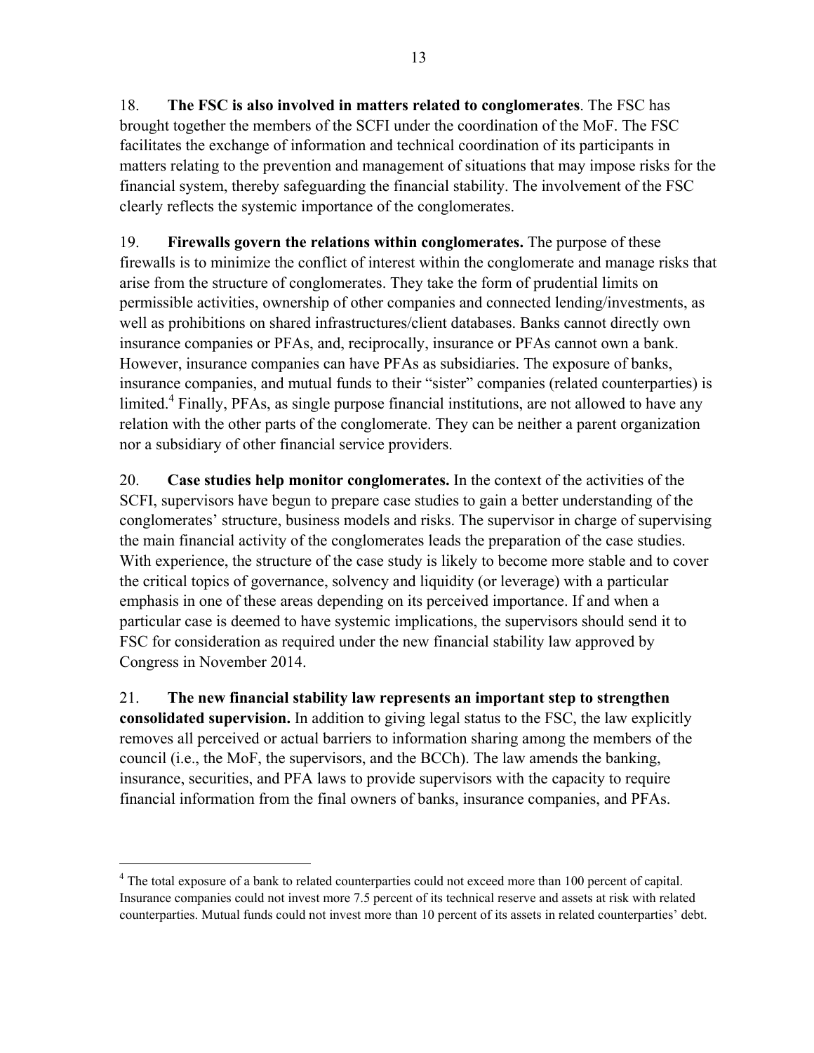18. **The FSC is also involved in matters related to conglomerates**. The FSC has brought together the members of the SCFI under the coordination of the MoF. The FSC facilitates the exchange of information and technical coordination of its participants in matters relating to the prevention and management of situations that may impose risks for the financial system, thereby safeguarding the financial stability. The involvement of the FSC clearly reflects the systemic importance of the conglomerates.

19. **Firewalls govern the relations within conglomerates.** The purpose of these firewalls is to minimize the conflict of interest within the conglomerate and manage risks that arise from the structure of conglomerates. They take the form of prudential limits on permissible activities, ownership of other companies and connected lending/investments, as well as prohibitions on shared infrastructures/client databases. Banks cannot directly own insurance companies or PFAs, and, reciprocally, insurance or PFAs cannot own a bank. However, insurance companies can have PFAs as subsidiaries. The exposure of banks, insurance companies, and mutual funds to their "sister" companies (related counterparties) is limited.[4] Finally, PFAs, as single purpose financial institutions, are not allowed to have any relation with the other parts of the conglomerate. They can be neither a parent organization nor a subsidiary of other financial service providers.

20. **Case studies help monitor conglomerates.** In the context of the activities of the SCFI, supervisors have begun to prepare case studies to gain a better understanding of the conglomerates' structure, business models and risks. The supervisor in charge of supervising the main financial activity of the conglomerates leads the preparation of the case studies. With experience, the structure of the case study is likely to become more stable and to cover the critical topics of governance, solvency and liquidity (or leverage) with a particular emphasis in one of these areas depending on its perceived importance. If and when a particular case is deemed to have systemic implications, the supervisors should send it to FSC for consideration as required under the new financial stability law approved by Congress in November 2014.

21. **The new financial stability law represents an important step to strengthen consolidated supervision.** In addition to giving legal status to the FSC, the law explicitly removes all perceived or actual barriers to information sharing among the members of the council (i.e., the MoF, the supervisors, and the BCCh). The law amends the banking, insurance, securities, and PFA laws to provide supervisors with the capacity to require financial information from the final owners of banks, insurance companies, and PFAs.

---

[4] The total exposure of a bank to related counterparties could not exceed more than 100 percent of capital. Insurance companies could not invest more 7.5 percent of its technical reserve and assets at risk with related counterparties. Mutual funds could not invest more than 10 percent of its assets in related counterparties' debt.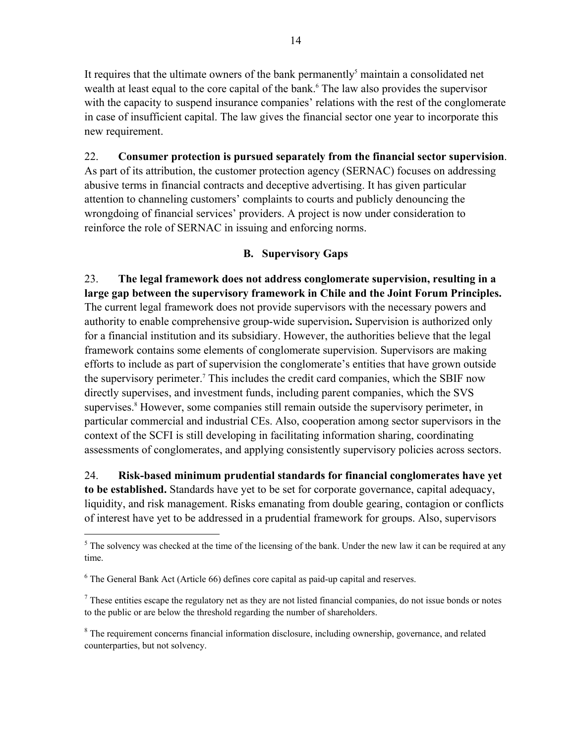It requires that the ultimate owners of the bank permanently[5] maintain a consolidated net wealth at least equal to the core capital of the bank.[6] The law also provides the supervisor with the capacity to suspend insurance companies' relations with the rest of the conglomerate in case of insufficient capital. The law gives the financial sector one year to incorporate this new requirement.

22. **Consumer protection is pursued separately from the financial sector supervision**. As part of its attribution, the customer protection agency (SERNAC) focuses on addressing abusive terms in financial contracts and deceptive advertising. It has given particular attention to channeling customers' complaints to courts and publicly denouncing the wrongdoing of financial services' providers. A project is now under consideration to reinforce the role of SERNAC in issuing and enforcing norms.

### B. Supervisory Gaps

23. **The legal framework does not address conglomerate supervision, resulting in a large gap between the supervisory framework in Chile and the Joint Forum Principles.** The current legal framework does not provide supervisors with the necessary powers and authority to enable comprehensive group-wide supervision**.** Supervision is authorized only for a financial institution and its subsidiary. However, the authorities believe that the legal framework contains some elements of conglomerate supervision. Supervisors are making efforts to include as part of supervision the conglomerate's entities that have grown outside the supervisory perimeter.[7] This includes the credit card companies, which the SBIF now directly supervises, and investment funds, including parent companies, which the SVS supervises.[8] However, some companies still remain outside the supervisory perimeter, in particular commercial and industrial CEs. Also, cooperation among sector supervisors in the context of the SCFI is still developing in facilitating information sharing, coordinating assessments of conglomerates, and applying consistently supervisory policies across sectors.

24. **Risk-based minimum prudential standards for financial conglomerates have yet to be established.** Standards have yet to be set for corporate governance, capital adequacy, liquidity, and risk management. Risks emanating from double gearing, contagion or conflicts of interest have yet to be addressed in a prudential framework for groups. Also, supervisors

---

[5] The solvency was checked at the time of the licensing of the bank. Under the new law it can be required at any time.

[6] The General Bank Act (Article 66) defines core capital as paid-up capital and reserves.

[7] These entities escape the regulatory net as they are not listed financial companies, do not issue bonds or notes to the public or are below the threshold regarding the number of shareholders.

[8] The requirement concerns financial information disclosure, including ownership, governance, and related counterparties, but not solvency.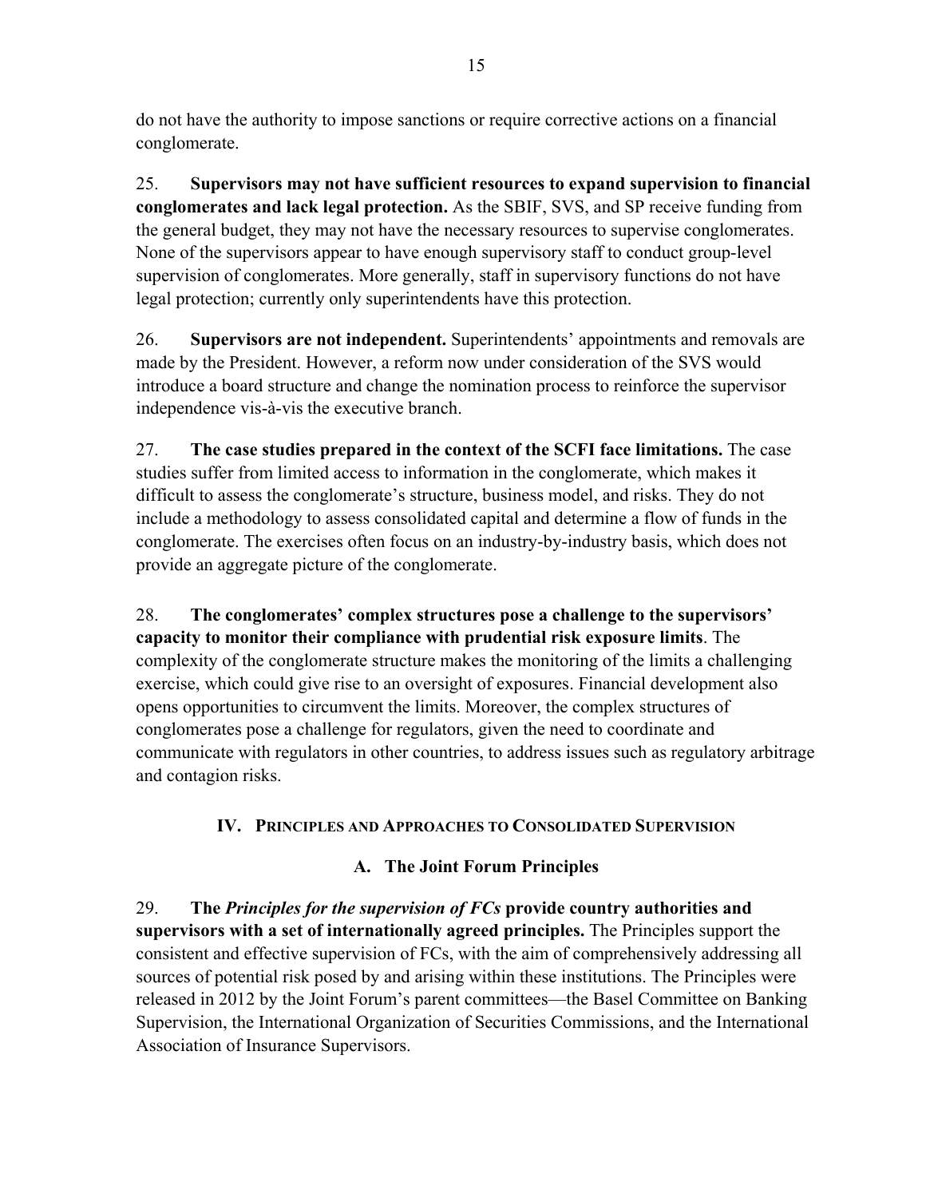do not have the authority to impose sanctions or require corrective actions on a financial conglomerate.

25. **Supervisors may not have sufficient resources to expand supervision to financial conglomerates and lack legal protection.** As the SBIF, SVS, and SP receive funding from the general budget, they may not have the necessary resources to supervise conglomerates. None of the supervisors appear to have enough supervisory staff to conduct group-level supervision of conglomerates. More generally, staff in supervisory functions do not have legal protection; currently only superintendents have this protection.

26. **Supervisors are not independent.** Superintendents' appointments and removals are made by the President. However, a reform now under consideration of the SVS would introduce a board structure and change the nomination process to reinforce the supervisor independence vis-à-vis the executive branch.

27. **The case studies prepared in the context of the SCFI face limitations.** The case studies suffer from limited access to information in the conglomerate, which makes it difficult to assess the conglomerate's structure, business model, and risks. They do not include a methodology to assess consolidated capital and determine a flow of funds in the conglomerate. The exercises often focus on an industry-by-industry basis, which does not provide an aggregate picture of the conglomerate.

28. **The conglomerates' complex structures pose a challenge to the supervisors' capacity to monitor their compliance with prudential risk exposure limits**. The complexity of the conglomerate structure makes the monitoring of the limits a challenging exercise, which could give rise to an oversight of exposures. Financial development also opens opportunities to circumvent the limits. Moreover, the complex structures of conglomerates pose a challenge for regulators, given the need to coordinate and communicate with regulators in other countries, to address issues such as regulatory arbitrage and contagion risks.

## IV. Principles and Approaches to Consolidated Supervision

### A. The Joint Forum Principles

29. **The *Principles for the supervision of FCs* provide country authorities and supervisors with a set of internationally agreed principles.** The Principles support the consistent and effective supervision of FCs, with the aim of comprehensively addressing all sources of potential risk posed by and arising within these institutions. The Principles were released in 2012 by the Joint Forum's parent committees—the Basel Committee on Banking Supervision, the International Organization of Securities Commissions, and the International Association of Insurance Supervisors.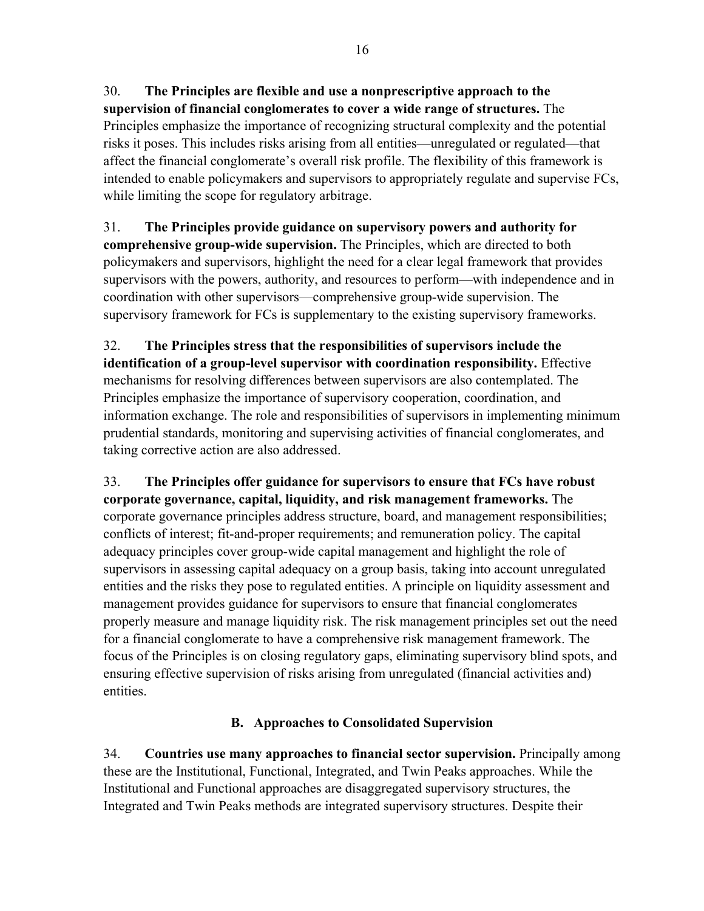30. **The Principles are flexible and use a nonprescriptive approach to the supervision of financial conglomerates to cover a wide range of structures.** The Principles emphasize the importance of recognizing structural complexity and the potential risks it poses. This includes risks arising from all entities—unregulated or regulated—that affect the financial conglomerate's overall risk profile. The flexibility of this framework is intended to enable policymakers and supervisors to appropriately regulate and supervise FCs, while limiting the scope for regulatory arbitrage.

31. **The Principles provide guidance on supervisory powers and authority for comprehensive group-wide supervision.** The Principles, which are directed to both policymakers and supervisors, highlight the need for a clear legal framework that provides supervisors with the powers, authority, and resources to perform—with independence and in coordination with other supervisors—comprehensive group-wide supervision. The supervisory framework for FCs is supplementary to the existing supervisory frameworks.

32. **The Principles stress that the responsibilities of supervisors include the identification of a group-level supervisor with coordination responsibility.** Effective mechanisms for resolving differences between supervisors are also contemplated. The Principles emphasize the importance of supervisory cooperation, coordination, and information exchange. The role and responsibilities of supervisors in implementing minimum prudential standards, monitoring and supervising activities of financial conglomerates, and taking corrective action are also addressed.

33. **The Principles offer guidance for supervisors to ensure that FCs have robust corporate governance, capital, liquidity, and risk management frameworks.** The corporate governance principles address structure, board, and management responsibilities; conflicts of interest; fit-and-proper requirements; and remuneration policy. The capital adequacy principles cover group-wide capital management and highlight the role of supervisors in assessing capital adequacy on a group basis, taking into account unregulated entities and the risks they pose to regulated entities. A principle on liquidity assessment and management provides guidance for supervisors to ensure that financial conglomerates properly measure and manage liquidity risk. The risk management principles set out the need for a financial conglomerate to have a comprehensive risk management framework. The focus of the Principles is on closing regulatory gaps, eliminating supervisory blind spots, and ensuring effective supervision of risks arising from unregulated (financial activities and) entities.

## B. Approaches to Consolidated Supervision

34. **Countries use many approaches to financial sector supervision.** Principally among these are the Institutional, Functional, Integrated, and Twin Peaks approaches. While the Institutional and Functional approaches are disaggregated supervisory structures, the Integrated and Twin Peaks methods are integrated supervisory structures. Despite their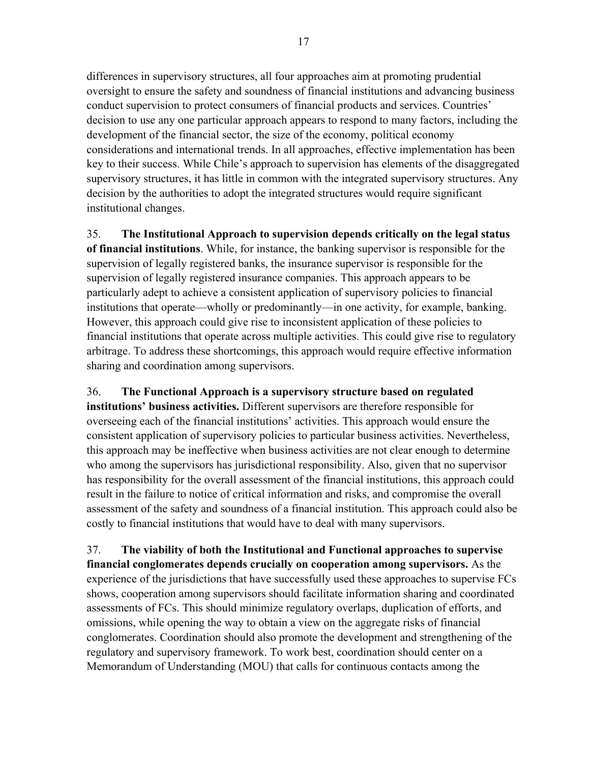differences in supervisory structures, all four approaches aim at promoting prudential oversight to ensure the safety and soundness of financial institutions and advancing business conduct supervision to protect consumers of financial products and services. Countries' decision to use any one particular approach appears to respond to many factors, including the development of the financial sector, the size of the economy, political economy considerations and international trends. In all approaches, effective implementation has been key to their success. While Chile's approach to supervision has elements of the disaggregated supervisory structures, it has little in common with the integrated supervisory structures. Any decision by the authorities to adopt the integrated structures would require significant institutional changes.

35. **The Institutional Approach to supervision depends critically on the legal status of financial institutions**. While, for instance, the banking supervisor is responsible for the supervision of legally registered banks, the insurance supervisor is responsible for the supervision of legally registered insurance companies. This approach appears to be particularly adept to achieve a consistent application of supervisory policies to financial institutions that operate—wholly or predominantly—in one activity, for example, banking. However, this approach could give rise to inconsistent application of these policies to financial institutions that operate across multiple activities. This could give rise to regulatory arbitrage. To address these shortcomings, this approach would require effective information sharing and coordination among supervisors.

36. **The Functional Approach is a supervisory structure based on regulated institutions' business activities.** Different supervisors are therefore responsible for overseeing each of the financial institutions' activities. This approach would ensure the consistent application of supervisory policies to particular business activities. Nevertheless, this approach may be ineffective when business activities are not clear enough to determine who among the supervisors has jurisdictional responsibility. Also, given that no supervisor has responsibility for the overall assessment of the financial institutions, this approach could result in the failure to notice of critical information and risks, and compromise the overall assessment of the safety and soundness of a financial institution. This approach could also be costly to financial institutions that would have to deal with many supervisors.

37. **The viability of both the Institutional and Functional approaches to supervise financial conglomerates depends crucially on cooperation among supervisors.** As the experience of the jurisdictions that have successfully used these approaches to supervise FCs shows, cooperation among supervisors should facilitate information sharing and coordinated assessments of FCs. This should minimize regulatory overlaps, duplication of efforts, and omissions, while opening the way to obtain a view on the aggregate risks of financial conglomerates. Coordination should also promote the development and strengthening of the regulatory and supervisory framework. To work best, coordination should center on a Memorandum of Understanding (MOU) that calls for continuous contacts among the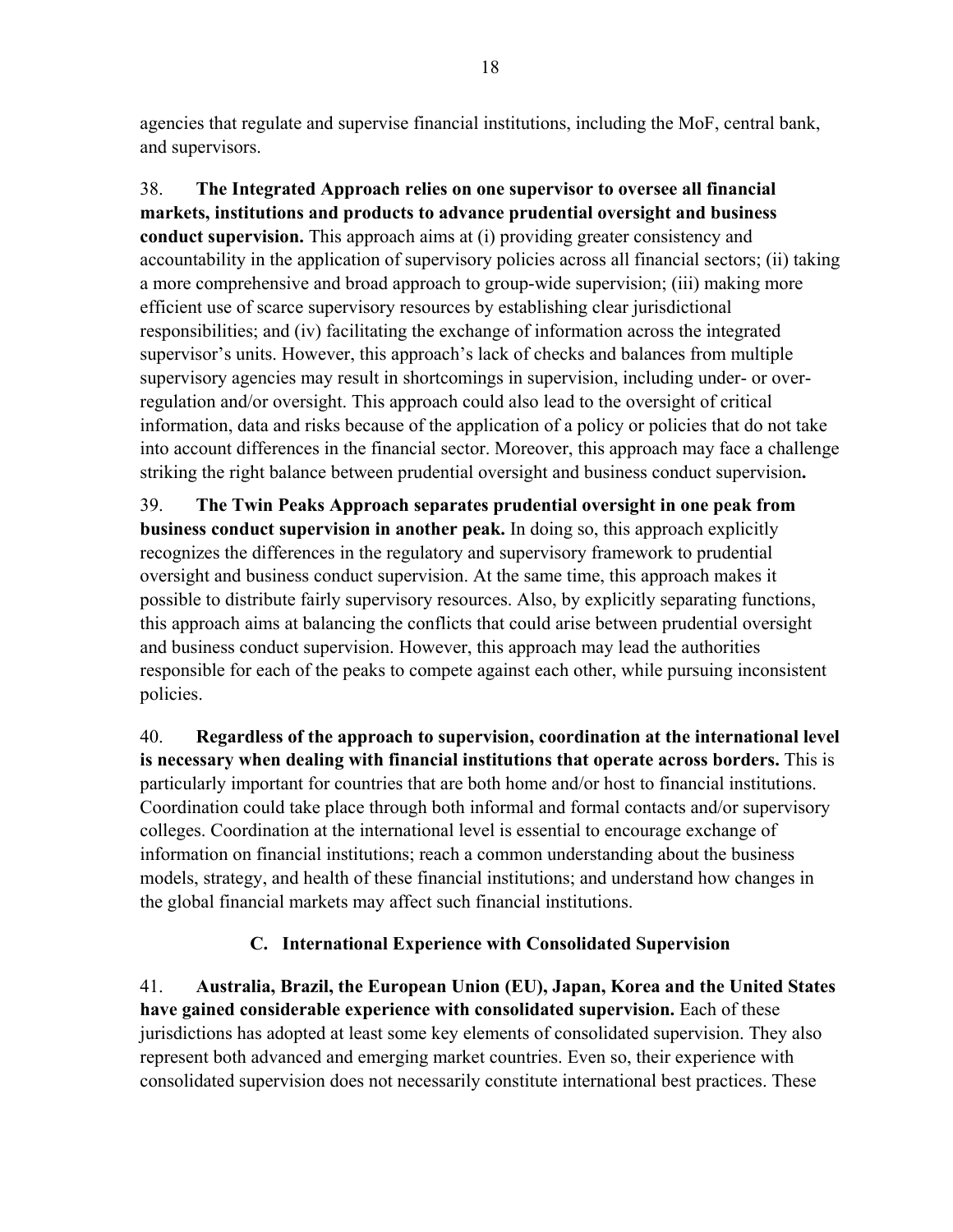agencies that regulate and supervise financial institutions, including the MoF, central bank, and supervisors.

38. **The Integrated Approach relies on one supervisor to oversee all financial markets, institutions and products to advance prudential oversight and business conduct supervision.** This approach aims at (i) providing greater consistency and accountability in the application of supervisory policies across all financial sectors; (ii) taking a more comprehensive and broad approach to group-wide supervision; (iii) making more efficient use of scarce supervisory resources by establishing clear jurisdictional responsibilities; and (iv) facilitating the exchange of information across the integrated supervisor's units. However, this approach's lack of checks and balances from multiple supervisory agencies may result in shortcomings in supervision, including under- or over-regulation and/or oversight. This approach could also lead to the oversight of critical information, data and risks because of the application of a policy or policies that do not take into account differences in the financial sector. Moreover, this approach may face a challenge striking the right balance between prudential oversight and business conduct supervision**.**

39. **The Twin Peaks Approach separates prudential oversight in one peak from business conduct supervision in another peak.** In doing so, this approach explicitly recognizes the differences in the regulatory and supervisory framework to prudential oversight and business conduct supervision. At the same time, this approach makes it possible to distribute fairly supervisory resources. Also, by explicitly separating functions, this approach aims at balancing the conflicts that could arise between prudential oversight and business conduct supervision. However, this approach may lead the authorities responsible for each of the peaks to compete against each other, while pursuing inconsistent policies.

40. **Regardless of the approach to supervision, coordination at the international level is necessary when dealing with financial institutions that operate across borders.** This is particularly important for countries that are both home and/or host to financial institutions. Coordination could take place through both informal and formal contacts and/or supervisory colleges. Coordination at the international level is essential to encourage exchange of information on financial institutions; reach a common understanding about the business models, strategy, and health of these financial institutions; and understand how changes in the global financial markets may affect such financial institutions.

## C. International Experience with Consolidated Supervision

41. **Australia, Brazil, the European Union (EU), Japan, Korea and the United States have gained considerable experience with consolidated supervision.** Each of these jurisdictions has adopted at least some key elements of consolidated supervision. They also represent both advanced and emerging market countries. Even so, their experience with consolidated supervision does not necessarily constitute international best practices. These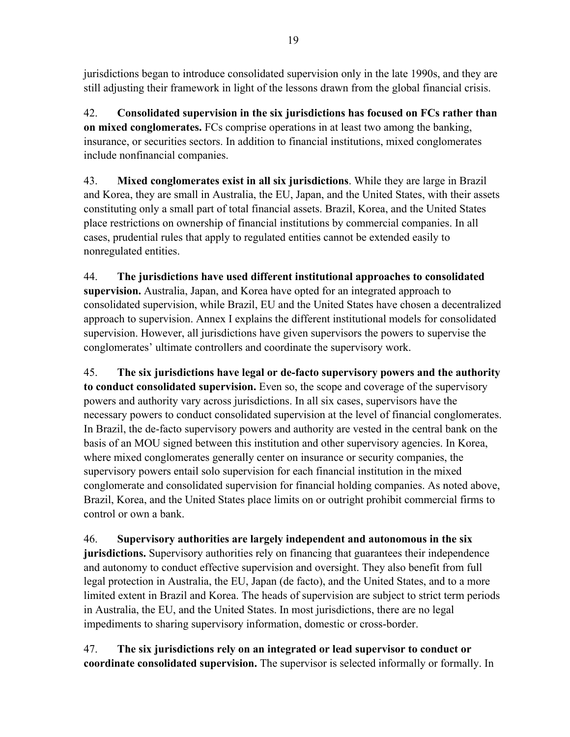jurisdictions began to introduce consolidated supervision only in the late 1990s, and they are still adjusting their framework in light of the lessons drawn from the global financial crisis.

42. **Consolidated supervision in the six jurisdictions has focused on FCs rather than on mixed conglomerates.** FCs comprise operations in at least two among the banking, insurance, or securities sectors. In addition to financial institutions, mixed conglomerates include nonfinancial companies.

43. **Mixed conglomerates exist in all six jurisdictions**. While they are large in Brazil and Korea, they are small in Australia, the EU, Japan, and the United States, with their assets constituting only a small part of total financial assets. Brazil, Korea, and the United States place restrictions on ownership of financial institutions by commercial companies. In all cases, prudential rules that apply to regulated entities cannot be extended easily to nonregulated entities.

44. **The jurisdictions have used different institutional approaches to consolidated supervision.** Australia, Japan, and Korea have opted for an integrated approach to consolidated supervision, while Brazil, EU and the United States have chosen a decentralized approach to supervision. Annex I explains the different institutional models for consolidated supervision. However, all jurisdictions have given supervisors the powers to supervise the conglomerates' ultimate controllers and coordinate the supervisory work.

45. **The six jurisdictions have legal or de-facto supervisory powers and the authority to conduct consolidated supervision.** Even so, the scope and coverage of the supervisory powers and authority vary across jurisdictions. In all six cases, supervisors have the necessary powers to conduct consolidated supervision at the level of financial conglomerates. In Brazil, the de-facto supervisory powers and authority are vested in the central bank on the basis of an MOU signed between this institution and other supervisory agencies. In Korea, where mixed conglomerates generally center on insurance or security companies, the supervisory powers entail solo supervision for each financial institution in the mixed conglomerate and consolidated supervision for financial holding companies. As noted above, Brazil, Korea, and the United States place limits on or outright prohibit commercial firms to control or own a bank.

46. **Supervisory authorities are largely independent and autonomous in the six jurisdictions.** Supervisory authorities rely on financing that guarantees their independence and autonomy to conduct effective supervision and oversight. They also benefit from full legal protection in Australia, the EU, Japan (de facto), and the United States, and to a more limited extent in Brazil and Korea. The heads of supervision are subject to strict term periods in Australia, the EU, and the United States. In most jurisdictions, there are no legal impediments to sharing supervisory information, domestic or cross-border.

47. **The six jurisdictions rely on an integrated or lead supervisor to conduct or coordinate consolidated supervision.** The supervisor is selected informally or formally. In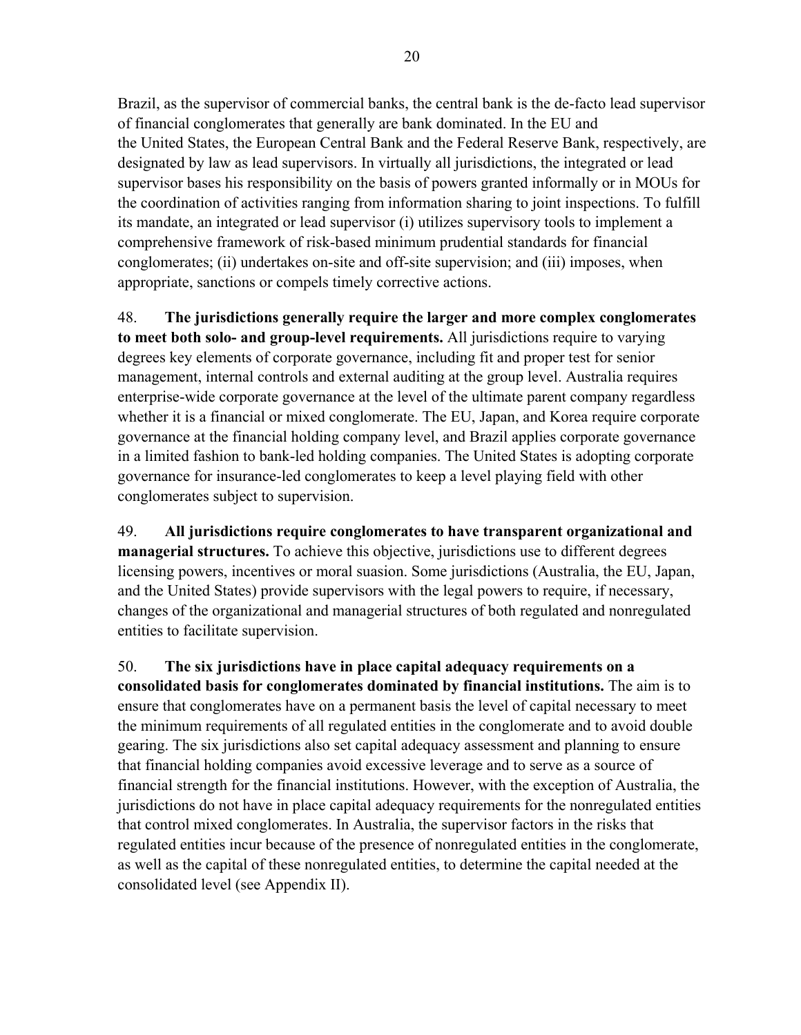Brazil, as the supervisor of commercial banks, the central bank is the de-facto lead supervisor of financial conglomerates that generally are bank dominated. In the EU and the United States, the European Central Bank and the Federal Reserve Bank, respectively, are designated by law as lead supervisors. In virtually all jurisdictions, the integrated or lead supervisor bases his responsibility on the basis of powers granted informally or in MOUs for the coordination of activities ranging from information sharing to joint inspections. To fulfill its mandate, an integrated or lead supervisor (i) utilizes supervisory tools to implement a comprehensive framework of risk-based minimum prudential standards for financial conglomerates; (ii) undertakes on-site and off-site supervision; and (iii) imposes, when appropriate, sanctions or compels timely corrective actions.

48. **The jurisdictions generally require the larger and more complex conglomerates to meet both solo- and group-level requirements.** All jurisdictions require to varying degrees key elements of corporate governance, including fit and proper test for senior management, internal controls and external auditing at the group level. Australia requires enterprise-wide corporate governance at the level of the ultimate parent company regardless whether it is a financial or mixed conglomerate. The EU, Japan, and Korea require corporate governance at the financial holding company level, and Brazil applies corporate governance in a limited fashion to bank-led holding companies. The United States is adopting corporate governance for insurance-led conglomerates to keep a level playing field with other conglomerates subject to supervision.

49. **All jurisdictions require conglomerates to have transparent organizational and managerial structures.** To achieve this objective, jurisdictions use to different degrees licensing powers, incentives or moral suasion. Some jurisdictions (Australia, the EU, Japan, and the United States) provide supervisors with the legal powers to require, if necessary, changes of the organizational and managerial structures of both regulated and nonregulated entities to facilitate supervision.

50. **The six jurisdictions have in place capital adequacy requirements on a consolidated basis for conglomerates dominated by financial institutions.** The aim is to ensure that conglomerates have on a permanent basis the level of capital necessary to meet the minimum requirements of all regulated entities in the conglomerate and to avoid double gearing. The six jurisdictions also set capital adequacy assessment and planning to ensure that financial holding companies avoid excessive leverage and to serve as a source of financial strength for the financial institutions. However, with the exception of Australia, the jurisdictions do not have in place capital adequacy requirements for the nonregulated entities that control mixed conglomerates. In Australia, the supervisor factors in the risks that regulated entities incur because of the presence of nonregulated entities in the conglomerate, as well as the capital of these nonregulated entities, to determine the capital needed at the consolidated level (see Appendix II).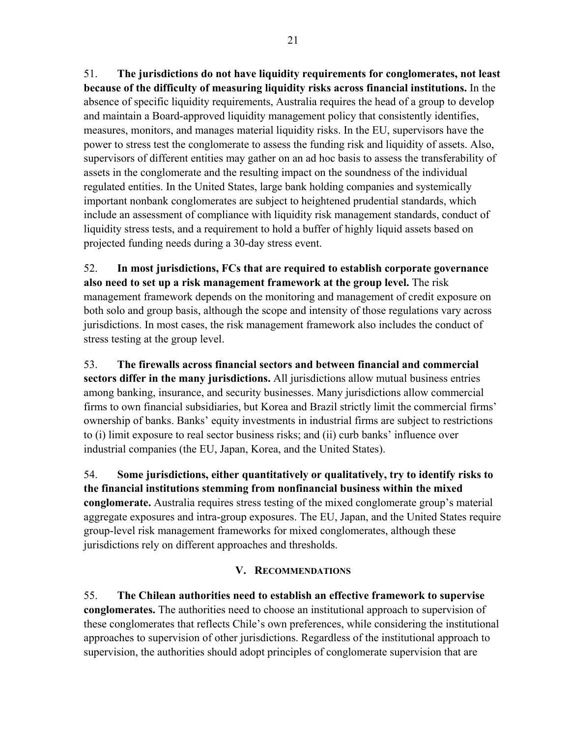51. **The jurisdictions do not have liquidity requirements for conglomerates, not least because of the difficulty of measuring liquidity risks across financial institutions.** In the absence of specific liquidity requirements, Australia requires the head of a group to develop and maintain a Board-approved liquidity management policy that consistently identifies, measures, monitors, and manages material liquidity risks. In the EU, supervisors have the power to stress test the conglomerate to assess the funding risk and liquidity of assets. Also, supervisors of different entities may gather on an ad hoc basis to assess the transferability of assets in the conglomerate and the resulting impact on the soundness of the individual regulated entities. In the United States, large bank holding companies and systemically important nonbank conglomerates are subject to heightened prudential standards, which include an assessment of compliance with liquidity risk management standards, conduct of liquidity stress tests, and a requirement to hold a buffer of highly liquid assets based on projected funding needs during a 30-day stress event.

52. **In most jurisdictions, FCs that are required to establish corporate governance also need to set up a risk management framework at the group level.** The risk management framework depends on the monitoring and management of credit exposure on both solo and group basis, although the scope and intensity of those regulations vary across jurisdictions. In most cases, the risk management framework also includes the conduct of stress testing at the group level.

53. **The firewalls across financial sectors and between financial and commercial sectors differ in the many jurisdictions.** All jurisdictions allow mutual business entries among banking, insurance, and security businesses. Many jurisdictions allow commercial firms to own financial subsidiaries, but Korea and Brazil strictly limit the commercial firms' ownership of banks. Banks' equity investments in industrial firms are subject to restrictions to (i) limit exposure to real sector business risks; and (ii) curb banks' influence over industrial companies (the EU, Japan, Korea, and the United States).

54. **Some jurisdictions, either quantitatively or qualitatively, try to identify risks to the financial institutions stemming from nonfinancial business within the mixed conglomerate.** Australia requires stress testing of the mixed conglomerate group's material aggregate exposures and intra-group exposures. The EU, Japan, and the United States require group-level risk management frameworks for mixed conglomerates, although these jurisdictions rely on different approaches and thresholds.

## V. Recommendations

55. **The Chilean authorities need to establish an effective framework to supervise conglomerates.** The authorities need to choose an institutional approach to supervision of these conglomerates that reflects Chile's own preferences, while considering the institutional approaches to supervision of other jurisdictions. Regardless of the institutional approach to supervision, the authorities should adopt principles of conglomerate supervision that are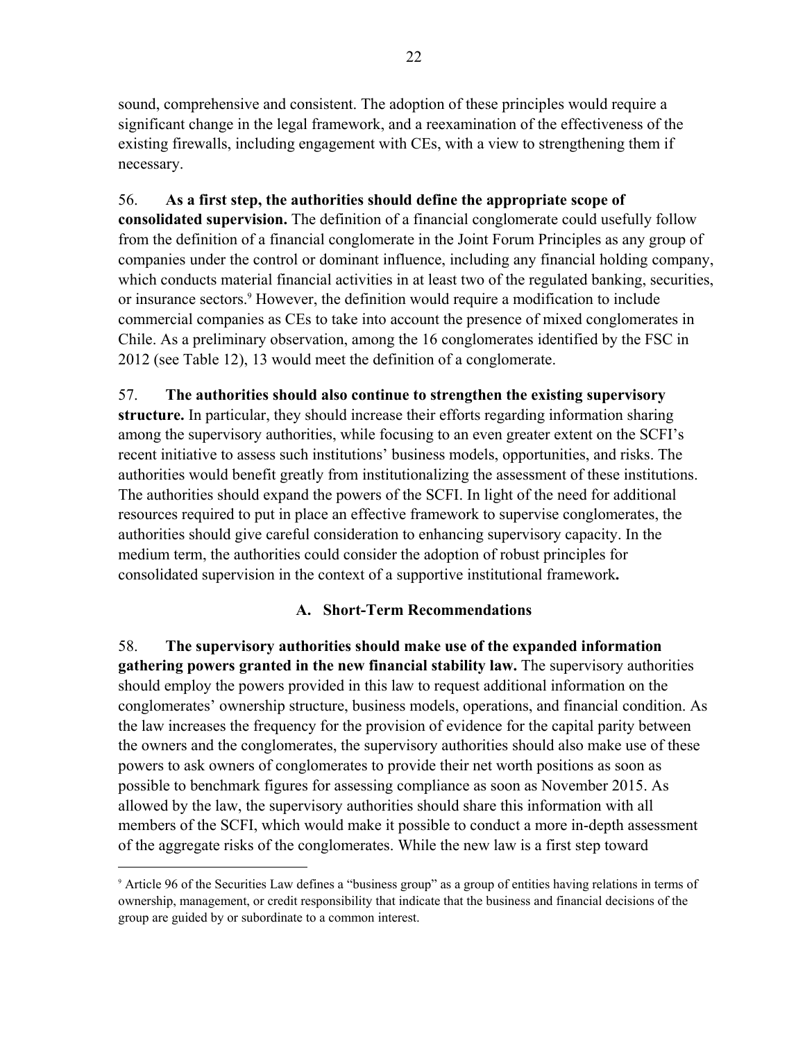sound, comprehensive and consistent. The adoption of these principles would require a significant change in the legal framework, and a reexamination of the effectiveness of the existing firewalls, including engagement with CEs, with a view to strengthening them if necessary.

56. **As a first step, the authorities should define the appropriate scope of consolidated supervision.** The definition of a financial conglomerate could usefully follow from the definition of a financial conglomerate in the Joint Forum Principles as any group of companies under the control or dominant influence, including any financial holding company, which conducts material financial activities in at least two of the regulated banking, securities, or insurance sectors.[9] However, the definition would require a modification to include commercial companies as CEs to take into account the presence of mixed conglomerates in Chile. As a preliminary observation, among the 16 conglomerates identified by the FSC in 2012 (see Table 12), 13 would meet the definition of a conglomerate.

57. **The authorities should also continue to strengthen the existing supervisory structure.** In particular, they should increase their efforts regarding information sharing among the supervisory authorities, while focusing to an even greater extent on the SCFI's recent initiative to assess such institutions' business models, opportunities, and risks. The authorities would benefit greatly from institutionalizing the assessment of these institutions. The authorities should expand the powers of the SCFI. In light of the need for additional resources required to put in place an effective framework to supervise conglomerates, the authorities should give careful consideration to enhancing supervisory capacity. In the medium term, the authorities could consider the adoption of robust principles for consolidated supervision in the context of a supportive institutional framework**.**

## A. Short-Term Recommendations

58. **The supervisory authorities should make use of the expanded information gathering powers granted in the new financial stability law.** The supervisory authorities should employ the powers provided in this law to request additional information on the conglomerates' ownership structure, business models, operations, and financial condition. As the law increases the frequency for the provision of evidence for the capital parity between the owners and the conglomerates, the supervisory authorities should also make use of these powers to ask owners of conglomerates to provide their net worth positions as soon as possible to benchmark figures for assessing compliance as soon as November 2015. As allowed by the law, the supervisory authorities should share this information with all members of the SCFI, which would make it possible to conduct a more in-depth assessment of the aggregate risks of the conglomerates. While the new law is a first step toward

---

[9] Article 96 of the Securities Law defines a "business group" as a group of entities having relations in terms of ownership, management, or credit responsibility that indicate that the business and financial decisions of the group are guided by or subordinate to a common interest.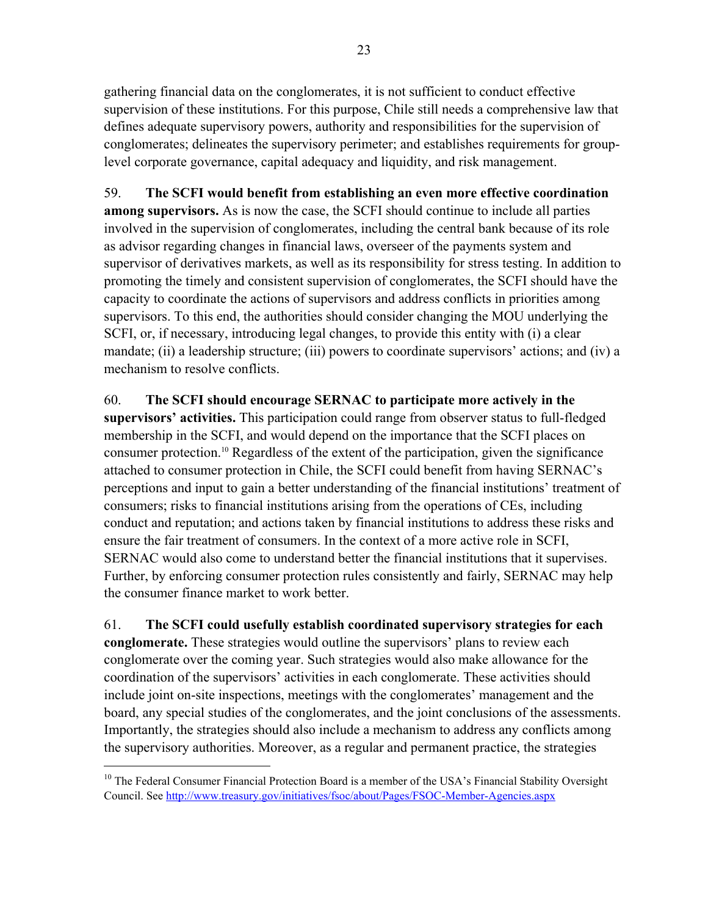gathering financial data on the conglomerates, it is not sufficient to conduct effective supervision of these institutions. For this purpose, Chile still needs a comprehensive law that defines adequate supervisory powers, authority and responsibilities for the supervision of conglomerates; delineates the supervisory perimeter; and establishes requirements for group-level corporate governance, capital adequacy and liquidity, and risk management.

59. **The SCFI would benefit from establishing an even more effective coordination among supervisors.** As is now the case, the SCFI should continue to include all parties involved in the supervision of conglomerates, including the central bank because of its role as advisor regarding changes in financial laws, overseer of the payments system and supervisor of derivatives markets, as well as its responsibility for stress testing. In addition to promoting the timely and consistent supervision of conglomerates, the SCFI should have the capacity to coordinate the actions of supervisors and address conflicts in priorities among supervisors. To this end, the authorities should consider changing the MOU underlying the SCFI, or, if necessary, introducing legal changes, to provide this entity with (i) a clear mandate; (ii) a leadership structure; (iii) powers to coordinate supervisors' actions; and (iv) a mechanism to resolve conflicts.

60. **The SCFI should encourage SERNAC to participate more actively in the supervisors' activities.** This participation could range from observer status to full-fledged membership in the SCFI, and would depend on the importance that the SCFI places on consumer protection.[10] Regardless of the extent of the participation, given the significance attached to consumer protection in Chile, the SCFI could benefit from having SERNAC's perceptions and input to gain a better understanding of the financial institutions' treatment of consumers; risks to financial institutions arising from the operations of CEs, including conduct and reputation; and actions taken by financial institutions to address these risks and ensure the fair treatment of consumers. In the context of a more active role in SCFI, SERNAC would also come to understand better the financial institutions that it supervises. Further, by enforcing consumer protection rules consistently and fairly, SERNAC may help the consumer finance market to work better.

61. **The SCFI could usefully establish coordinated supervisory strategies for each conglomerate.** These strategies would outline the supervisors' plans to review each conglomerate over the coming year. Such strategies would also make allowance for the coordination of the supervisors' activities in each conglomerate. These activities should include joint on-site inspections, meetings with the conglomerates' management and the board, any special studies of the conglomerates, and the joint conclusions of the assessments. Importantly, the strategies should also include a mechanism to address any conflicts among the supervisory authorities. Moreover, as a regular and permanent practice, the strategies

---

[10] The Federal Consumer Financial Protection Board is a member of the USA's Financial Stability Oversight Council. See http://www.treasury.gov/initiatives/fsoc/about/Pages/FSOC-Member-Agencies.aspx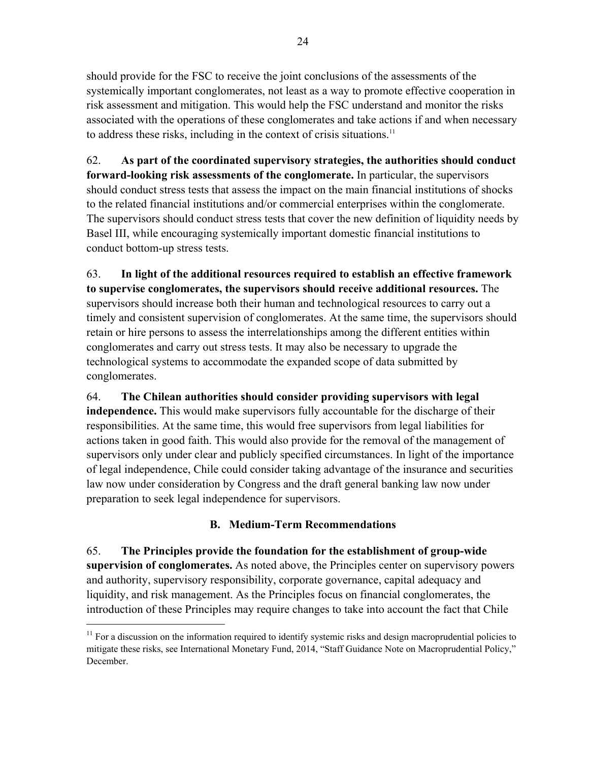should provide for the FSC to receive the joint conclusions of the assessments of the systemically important conglomerates, not least as a way to promote effective cooperation in risk assessment and mitigation. This would help the FSC understand and monitor the risks associated with the operations of these conglomerates and take actions if and when necessary to address these risks, including in the context of crisis situations.[11]

62. **As part of the coordinated supervisory strategies, the authorities should conduct forward-looking risk assessments of the conglomerate.** In particular, the supervisors should conduct stress tests that assess the impact on the main financial institutions of shocks to the related financial institutions and/or commercial enterprises within the conglomerate. The supervisors should conduct stress tests that cover the new definition of liquidity needs by Basel III, while encouraging systemically important domestic financial institutions to conduct bottom-up stress tests.

63. **In light of the additional resources required to establish an effective framework to supervise conglomerates, the supervisors should receive additional resources.** The supervisors should increase both their human and technological resources to carry out a timely and consistent supervision of conglomerates. At the same time, the supervisors should retain or hire persons to assess the interrelationships among the different entities within conglomerates and carry out stress tests. It may also be necessary to upgrade the technological systems to accommodate the expanded scope of data submitted by conglomerates.

64. **The Chilean authorities should consider providing supervisors with legal independence.** This would make supervisors fully accountable for the discharge of their responsibilities. At the same time, this would free supervisors from legal liabilities for actions taken in good faith. This would also provide for the removal of the management of supervisors only under clear and publicly specified circumstances. In light of the importance of legal independence, Chile could consider taking advantage of the insurance and securities law now under consideration by Congress and the draft general banking law now under preparation to seek legal independence for supervisors.

## B. Medium-Term Recommendations

65. **The Principles provide the foundation for the establishment of group-wide supervision of conglomerates.** As noted above, the Principles center on supervisory powers and authority, supervisory responsibility, corporate governance, capital adequacy and liquidity, and risk management. As the Principles focus on financial conglomerates, the introduction of these Principles may require changes to take into account the fact that Chile

---

[11] For a discussion on the information required to identify systemic risks and design macroprudential policies to mitigate these risks, see International Monetary Fund, 2014, "Staff Guidance Note on Macroprudential Policy," December.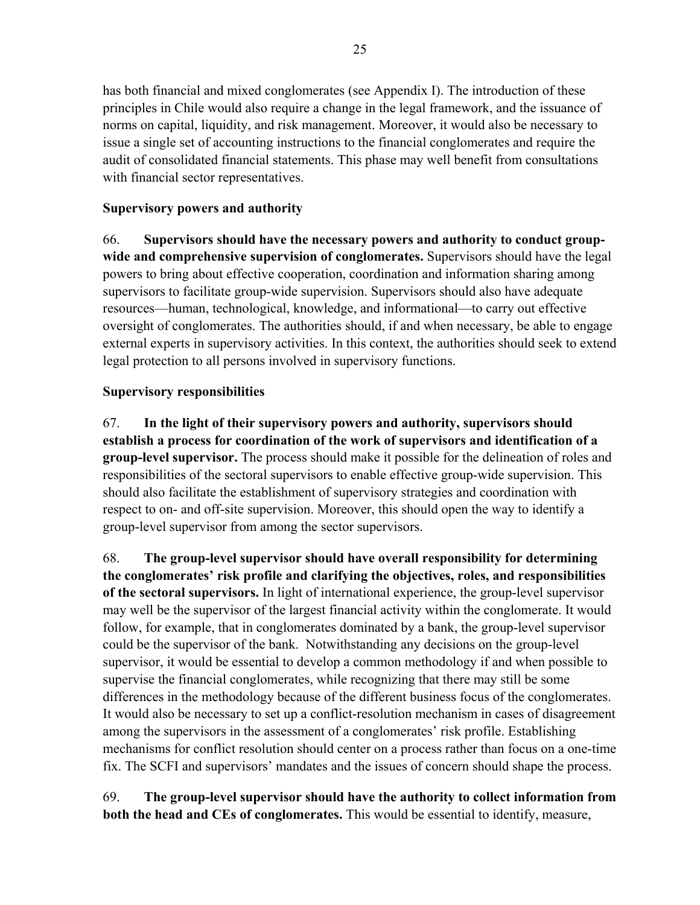has both financial and mixed conglomerates (see Appendix I). The introduction of these principles in Chile would also require a change in the legal framework, and the issuance of norms on capital, liquidity, and risk management. Moreover, it would also be necessary to issue a single set of accounting instructions to the financial conglomerates and require the audit of consolidated financial statements. This phase may well benefit from consultations with financial sector representatives.

**Supervisory powers and authority**

66. **Supervisors should have the necessary powers and authority to conduct group-wide and comprehensive supervision of conglomerates.** Supervisors should have the legal powers to bring about effective cooperation, coordination and information sharing among supervisors to facilitate group-wide supervision. Supervisors should also have adequate resources—human, technological, knowledge, and informational—to carry out effective oversight of conglomerates. The authorities should, if and when necessary, be able to engage external experts in supervisory activities. In this context, the authorities should seek to extend legal protection to all persons involved in supervisory functions.

**Supervisory responsibilities**

67. **In the light of their supervisory powers and authority, supervisors should establish a process for coordination of the work of supervisors and identification of a group-level supervisor.** The process should make it possible for the delineation of roles and responsibilities of the sectoral supervisors to enable effective group-wide supervision. This should also facilitate the establishment of supervisory strategies and coordination with respect to on- and off-site supervision. Moreover, this should open the way to identify a group-level supervisor from among the sector supervisors.

68. **The group-level supervisor should have overall responsibility for determining the conglomerates' risk profile and clarifying the objectives, roles, and responsibilities of the sectoral supervisors.** In light of international experience, the group-level supervisor may well be the supervisor of the largest financial activity within the conglomerate. It would follow, for example, that in conglomerates dominated by a bank, the group-level supervisor could be the supervisor of the bank. Notwithstanding any decisions on the group-level supervisor, it would be essential to develop a common methodology if and when possible to supervise the financial conglomerates, while recognizing that there may still be some differences in the methodology because of the different business focus of the conglomerates. It would also be necessary to set up a conflict-resolution mechanism in cases of disagreement among the supervisors in the assessment of a conglomerates' risk profile. Establishing mechanisms for conflict resolution should center on a process rather than focus on a one-time fix. The SCFI and supervisors' mandates and the issues of concern should shape the process.

69. **The group-level supervisor should have the authority to collect information from both the head and CEs of conglomerates.** This would be essential to identify, measure,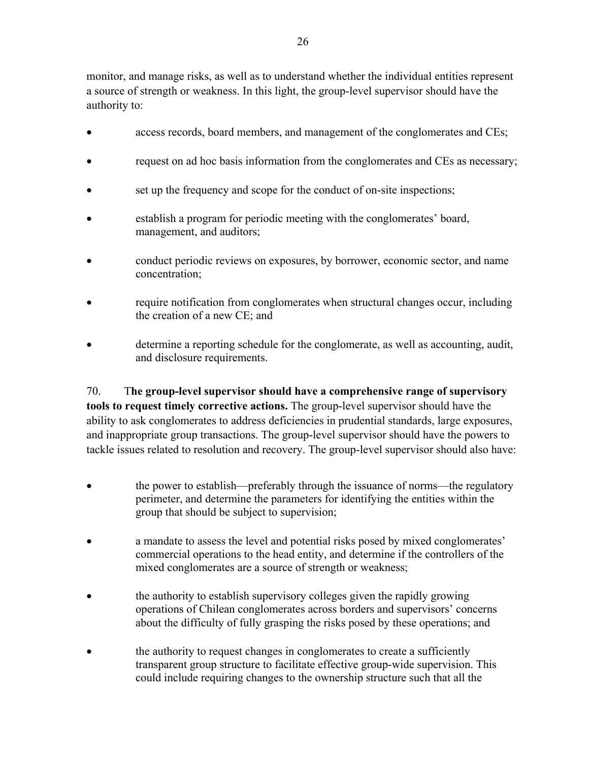monitor, and manage risks, as well as to understand whether the individual entities represent a source of strength or weakness. In this light, the group-level supervisor should have the authority to:

- access records, board members, and management of the conglomerates and CEs;
- request on ad hoc basis information from the conglomerates and CEs as necessary;
- set up the frequency and scope for the conduct of on-site inspections;
- establish a program for periodic meeting with the conglomerates' board, management, and auditors;
- conduct periodic reviews on exposures, by borrower, economic sector, and name concentration;
- require notification from conglomerates when structural changes occur, including the creation of a new CE; and
- determine a reporting schedule for the conglomerate, as well as accounting, audit, and disclosure requirements.

70. T**he group-level supervisor should have a comprehensive range of supervisory tools to request timely corrective actions.** The group-level supervisor should have the ability to ask conglomerates to address deficiencies in prudential standards, large exposures, and inappropriate group transactions. The group-level supervisor should have the powers to tackle issues related to resolution and recovery. The group-level supervisor should also have:

- the power to establish—preferably through the issuance of norms—the regulatory perimeter, and determine the parameters for identifying the entities within the group that should be subject to supervision;
- a mandate to assess the level and potential risks posed by mixed conglomerates' commercial operations to the head entity, and determine if the controllers of the mixed conglomerates are a source of strength or weakness;
- the authority to establish supervisory colleges given the rapidly growing operations of Chilean conglomerates across borders and supervisors' concerns about the difficulty of fully grasping the risks posed by these operations; and
- the authority to request changes in conglomerates to create a sufficiently transparent group structure to facilitate effective group-wide supervision. This could include requiring changes to the ownership structure such that all the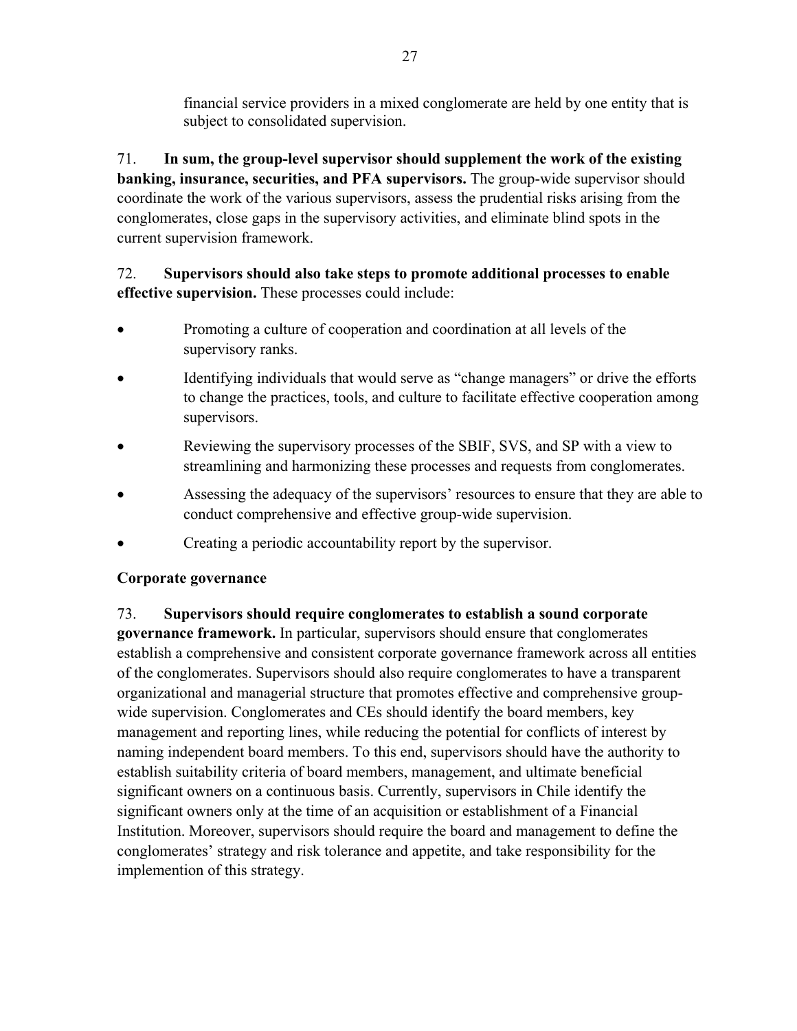financial service providers in a mixed conglomerate are held by one entity that is subject to consolidated supervision.

71. **In sum, the group-level supervisor should supplement the work of the existing banking, insurance, securities, and PFA supervisors.** The group-wide supervisor should coordinate the work of the various supervisors, assess the prudential risks arising from the conglomerates, close gaps in the supervisory activities, and eliminate blind spots in the current supervision framework.

72. **Supervisors should also take steps to promote additional processes to enable effective supervision.** These processes could include:

- Promoting a culture of cooperation and coordination at all levels of the supervisory ranks.
- Identifying individuals that would serve as "change managers" or drive the efforts to change the practices, tools, and culture to facilitate effective cooperation among supervisors.
- Reviewing the supervisory processes of the SBIF, SVS, and SP with a view to streamlining and harmonizing these processes and requests from conglomerates.
- Assessing the adequacy of the supervisors' resources to ensure that they are able to conduct comprehensive and effective group-wide supervision.
- Creating a periodic accountability report by the supervisor.

**Corporate governance**

73. **Supervisors should require conglomerates to establish a sound corporate governance framework.** In particular, supervisors should ensure that conglomerates establish a comprehensive and consistent corporate governance framework across all entities of the conglomerates. Supervisors should also require conglomerates to have a transparent organizational and managerial structure that promotes effective and comprehensive group-wide supervision. Conglomerates and CEs should identify the board members, key management and reporting lines, while reducing the potential for conflicts of interest by naming independent board members. To this end, supervisors should have the authority to establish suitability criteria of board members, management, and ultimate beneficial significant owners on a continuous basis. Currently, supervisors in Chile identify the significant owners only at the time of an acquisition or establishment of a Financial Institution. Moreover, supervisors should require the board and management to define the conglomerates' strategy and risk tolerance and appetite, and take responsibility for the implemention of this strategy.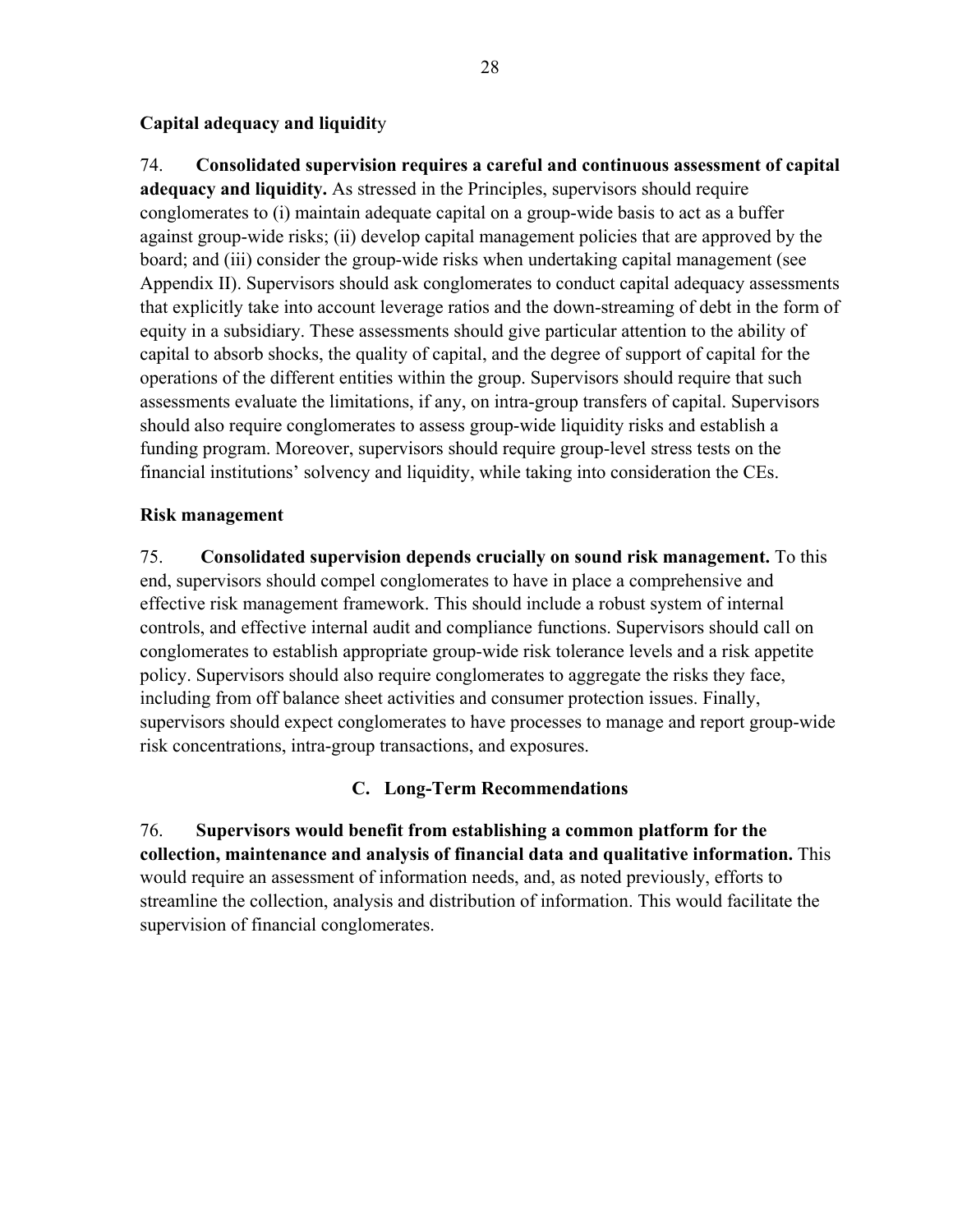### Capital adequacy and liquidity

74. **Consolidated supervision requires a careful and continuous assessment of capital adequacy and liquidity.** As stressed in the Principles, supervisors should require conglomerates to (i) maintain adequate capital on a group-wide basis to act as a buffer against group-wide risks; (ii) develop capital management policies that are approved by the board; and (iii) consider the group-wide risks when undertaking capital management (see Appendix II). Supervisors should ask conglomerates to conduct capital adequacy assessments that explicitly take into account leverage ratios and the down-streaming of debt in the form of equity in a subsidiary. These assessments should give particular attention to the ability of capital to absorb shocks, the quality of capital, and the degree of support of capital for the operations of the different entities within the group. Supervisors should require that such assessments evaluate the limitations, if any, on intra-group transfers of capital. Supervisors should also require conglomerates to assess group-wide liquidity risks and establish a funding program. Moreover, supervisors should require group-level stress tests on the financial institutions' solvency and liquidity, while taking into consideration the CEs.

### Risk management

75. **Consolidated supervision depends crucially on sound risk management.** To this end, supervisors should compel conglomerates to have in place a comprehensive and effective risk management framework. This should include a robust system of internal controls, and effective internal audit and compliance functions. Supervisors should call on conglomerates to establish appropriate group-wide risk tolerance levels and a risk appetite policy. Supervisors should also require conglomerates to aggregate the risks they face, including from off balance sheet activities and consumer protection issues. Finally, supervisors should expect conglomerates to have processes to manage and report group-wide risk concentrations, intra-group transactions, and exposures.

## C. Long-Term Recommendations

76. **Supervisors would benefit from establishing a common platform for the collection, maintenance and analysis of financial data and qualitative information.** This would require an assessment of information needs, and, as noted previously, efforts to streamline the collection, analysis and distribution of information. This would facilitate the supervision of financial conglomerates.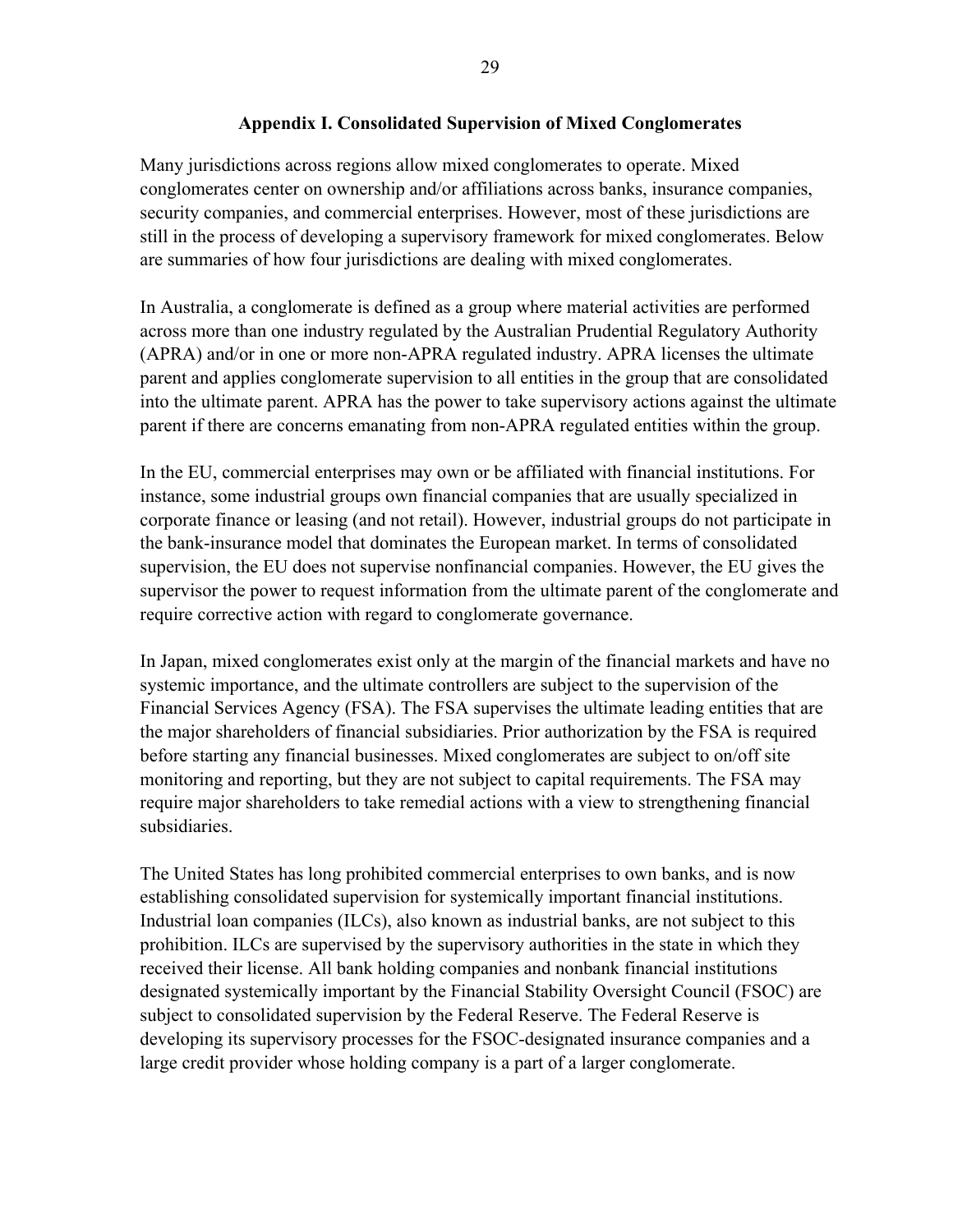## Appendix I. Consolidated Supervision of Mixed Conglomerates

Many jurisdictions across regions allow mixed conglomerates to operate. Mixed conglomerates center on ownership and/or affiliations across banks, insurance companies, security companies, and commercial enterprises. However, most of these jurisdictions are still in the process of developing a supervisory framework for mixed conglomerates. Below are summaries of how four jurisdictions are dealing with mixed conglomerates.

In Australia, a conglomerate is defined as a group where material activities are performed across more than one industry regulated by the Australian Prudential Regulatory Authority (APRA) and/or in one or more non-APRA regulated industry. APRA licenses the ultimate parent and applies conglomerate supervision to all entities in the group that are consolidated into the ultimate parent. APRA has the power to take supervisory actions against the ultimate parent if there are concerns emanating from non-APRA regulated entities within the group.

In the EU, commercial enterprises may own or be affiliated with financial institutions. For instance, some industrial groups own financial companies that are usually specialized in corporate finance or leasing (and not retail). However, industrial groups do not participate in the bank-insurance model that dominates the European market. In terms of consolidated supervision, the EU does not supervise nonfinancial companies. However, the EU gives the supervisor the power to request information from the ultimate parent of the conglomerate and require corrective action with regard to conglomerate governance.

In Japan, mixed conglomerates exist only at the margin of the financial markets and have no systemic importance, and the ultimate controllers are subject to the supervision of the Financial Services Agency (FSA). The FSA supervises the ultimate leading entities that are the major shareholders of financial subsidiaries. Prior authorization by the FSA is required before starting any financial businesses. Mixed conglomerates are subject to on/off site monitoring and reporting, but they are not subject to capital requirements. The FSA may require major shareholders to take remedial actions with a view to strengthening financial subsidiaries.

The United States has long prohibited commercial enterprises to own banks, and is now establishing consolidated supervision for systemically important financial institutions. Industrial loan companies (ILCs), also known as industrial banks, are not subject to this prohibition. ILCs are supervised by the supervisory authorities in the state in which they received their license. All bank holding companies and nonbank financial institutions designated systemically important by the Financial Stability Oversight Council (FSOC) are subject to consolidated supervision by the Federal Reserve. The Federal Reserve is developing its supervisory processes for the FSOC-designated insurance companies and a large credit provider whose holding company is a part of a larger conglomerate.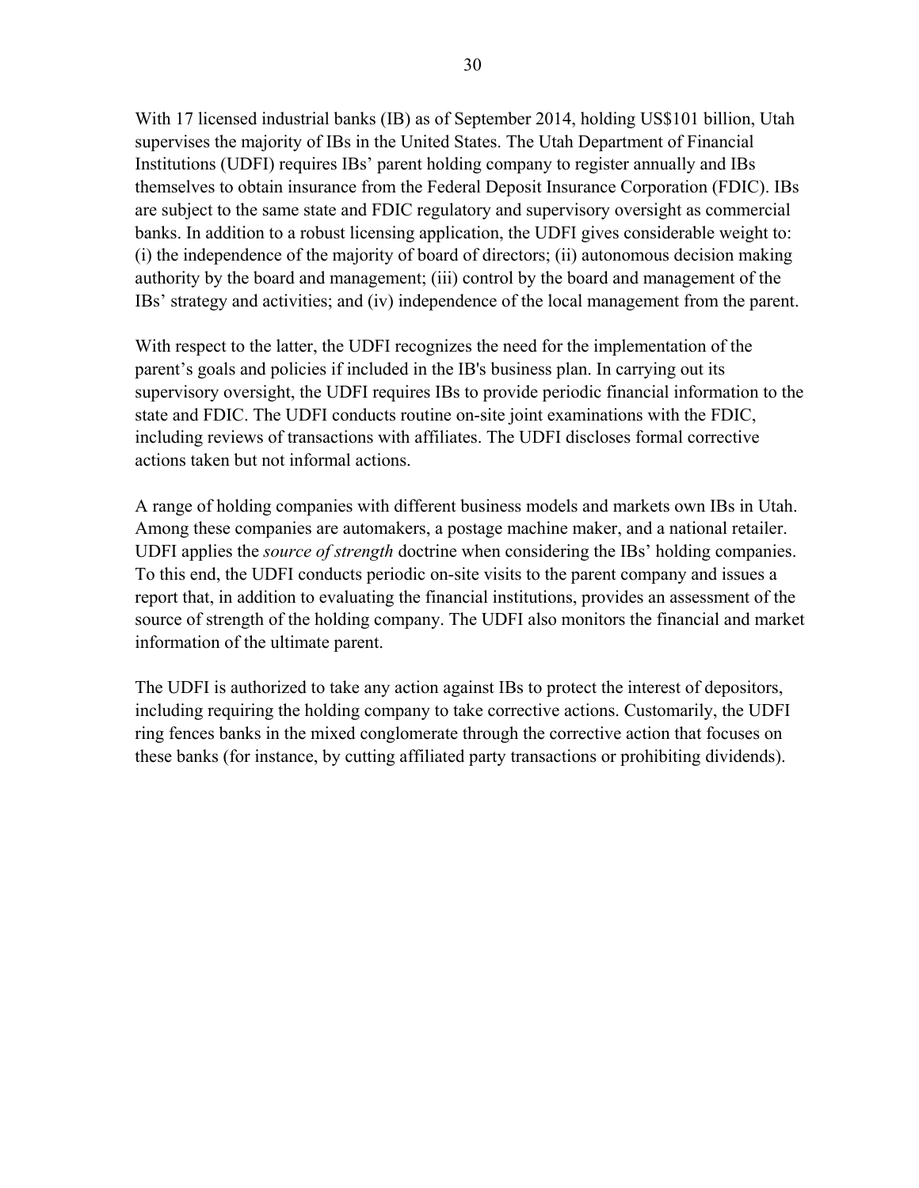With 17 licensed industrial banks (IB) as of September 2014, holding US$101 billion, Utah supervises the majority of IBs in the United States. The Utah Department of Financial Institutions (UDFI) requires IBs' parent holding company to register annually and IBs themselves to obtain insurance from the Federal Deposit Insurance Corporation (FDIC). IBs are subject to the same state and FDIC regulatory and supervisory oversight as commercial banks. In addition to a robust licensing application, the UDFI gives considerable weight to: (i) the independence of the majority of board of directors; (ii) autonomous decision making authority by the board and management; (iii) control by the board and management of the IBs' strategy and activities; and (iv) independence of the local management from the parent.

With respect to the latter, the UDFI recognizes the need for the implementation of the parent's goals and policies if included in the IB's business plan. In carrying out its supervisory oversight, the UDFI requires IBs to provide periodic financial information to the state and FDIC. The UDFI conducts routine on-site joint examinations with the FDIC, including reviews of transactions with affiliates. The UDFI discloses formal corrective actions taken but not informal actions.

A range of holding companies with different business models and markets own IBs in Utah. Among these companies are automakers, a postage machine maker, and a national retailer. UDFI applies the *source of strength* doctrine when considering the IBs' holding companies. To this end, the UDFI conducts periodic on-site visits to the parent company and issues a report that, in addition to evaluating the financial institutions, provides an assessment of the source of strength of the holding company. The UDFI also monitors the financial and market information of the ultimate parent.

The UDFI is authorized to take any action against IBs to protect the interest of depositors, including requiring the holding company to take corrective actions. Customarily, the UDFI ring fences banks in the mixed conglomerate through the corrective action that focuses on these banks (for instance, by cutting affiliated party transactions or prohibiting dividends).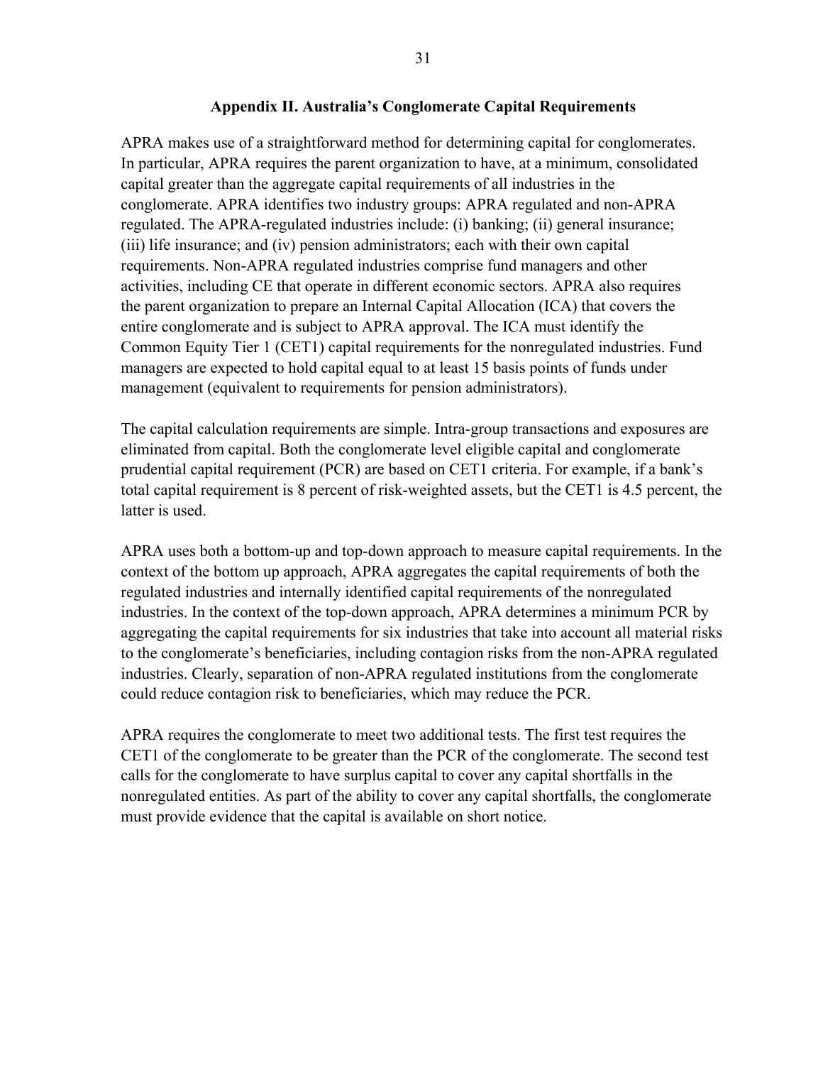## Appendix II. Australia's Conglomerate Capital Requirements

APRA makes use of a straightforward method for determining capital for conglomerates. In particular, APRA requires the parent organization to have, at a minimum, consolidated capital greater than the aggregate capital requirements of all industries in the conglomerate. APRA identifies two industry groups: APRA regulated and non-APRA regulated. The APRA-regulated industries include: (i) banking; (ii) general insurance; (iii) life insurance; and (iv) pension administrators; each with their own capital requirements. Non-APRA regulated industries comprise fund managers and other activities, including CE that operate in different economic sectors. APRA also requires the parent organization to prepare an Internal Capital Allocation (ICA) that covers the entire conglomerate and is subject to APRA approval. The ICA must identify the Common Equity Tier 1 (CET1) capital requirements for the nonregulated industries. Fund managers are expected to hold capital equal to at least 15 basis points of funds under management (equivalent to requirements for pension administrators).

The capital calculation requirements are simple. Intra-group transactions and exposures are eliminated from capital. Both the conglomerate level eligible capital and conglomerate prudential capital requirement (PCR) are based on CET1 criteria. For example, if a bank's total capital requirement is 8 percent of risk-weighted assets, but the CET1 is 4.5 percent, the latter is used.

APRA uses both a bottom-up and top-down approach to measure capital requirements. In the context of the bottom up approach, APRA aggregates the capital requirements of both the regulated industries and internally identified capital requirements of the nonregulated industries. In the context of the top-down approach, APRA determines a minimum PCR by aggregating the capital requirements for six industries that take into account all material risks to the conglomerate's beneficiaries, including contagion risks from the non-APRA regulated industries. Clearly, separation of non-APRA regulated institutions from the conglomerate could reduce contagion risk to beneficiaries, which may reduce the PCR.

APRA requires the conglomerate to meet two additional tests. The first test requires the CET1 of the conglomerate to be greater than the PCR of the conglomerate. The second test calls for the conglomerate to have surplus capital to cover any capital shortfalls in the nonregulated entities. As part of the ability to cover any capital shortfalls, the conglomerate must provide evidence that the capital is available on short notice.